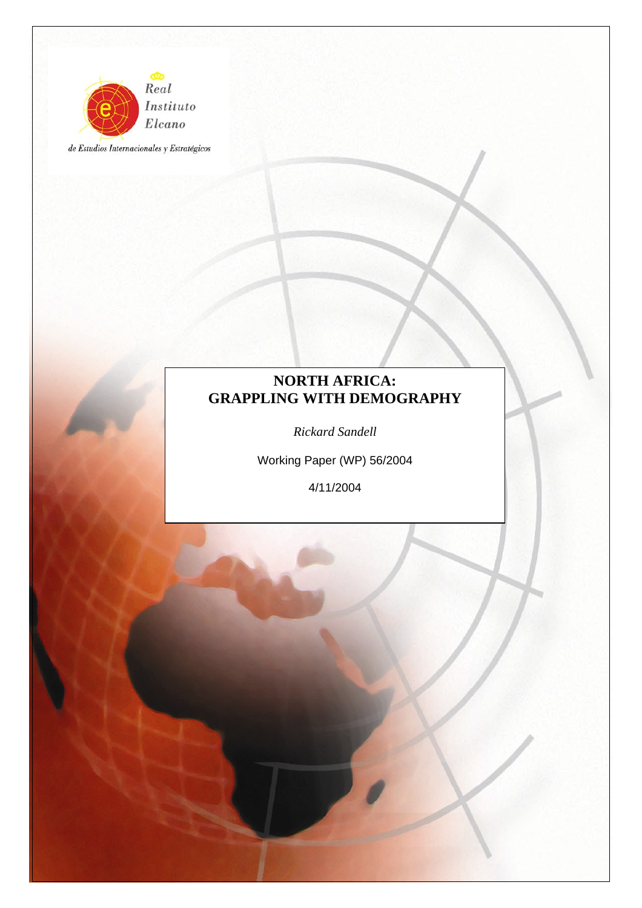Real Instituto Elcano

de Estudios Internacionales y Estratégicos

# NORTH AFRICA: GRAPPLING WITH DEMOGRAPHY

*Rickard Sandell*

Working Paper (WP) 56/2004

4/11/2004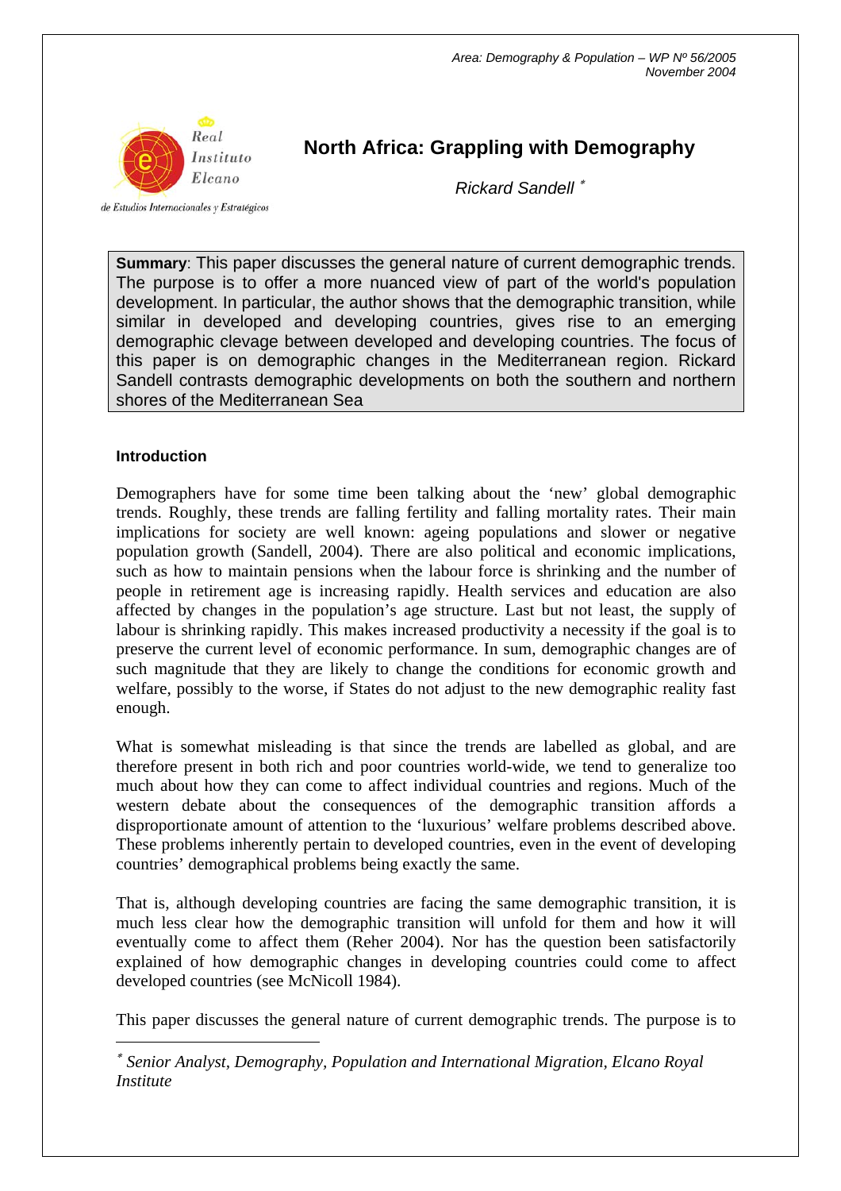Area: Demography & Population – WP Nº 56/2005
November 2004

# North Africa: Grappling with Demography

*Rickard Sandell* *

**Summary**: This paper discusses the general nature of current demographic trends. The purpose is to offer a more nuanced view of part of the world's population development. In particular, the author shows that the demographic transition, while similar in developed and developing countries, gives rise to an emerging demographic clevage between developed and developing countries. The focus of this paper is on demographic changes in the Mediterranean region. Rickard Sandell contrasts demographic developments on both the southern and northern shores of the Mediterranean Sea

### Introduction

Demographers have for some time been talking about the 'new' global demographic trends. Roughly, these trends are falling fertility and falling mortality rates. Their main implications for society are well known: ageing populations and slower or negative population growth (Sandell, 2004). There are also political and economic implications, such as how to maintain pensions when the labour force is shrinking and the number of people in retirement age is increasing rapidly. Health services and education are also affected by changes in the population's age structure. Last but not least, the supply of labour is shrinking rapidly. This makes increased productivity a necessity if the goal is to preserve the current level of economic performance. In sum, demographic changes are of such magnitude that they are likely to change the conditions for economic growth and welfare, possibly to the worse, if States do not adjust to the new demographic reality fast enough.

What is somewhat misleading is that since the trends are labelled as global, and are therefore present in both rich and poor countries world-wide, we tend to generalize too much about how they can come to affect individual countries and regions. Much of the western debate about the consequences of the demographic transition affords a disproportionate amount of attention to the 'luxurious' welfare problems described above. These problems inherently pertain to developed countries, even in the event of developing countries' demographical problems being exactly the same.

That is, although developing countries are facing the same demographic transition, it is much less clear how the demographic transition will unfold for them and how it will eventually come to affect them (Reher 2004). Nor has the question been satisfactorily explained of how demographic changes in developing countries could come to affect developed countries (see McNicoll 1984).

This paper discusses the general nature of current demographic trends. The purpose is to

\* *Senior Analyst, Demography, Population and International Migration, Elcano Royal Institute*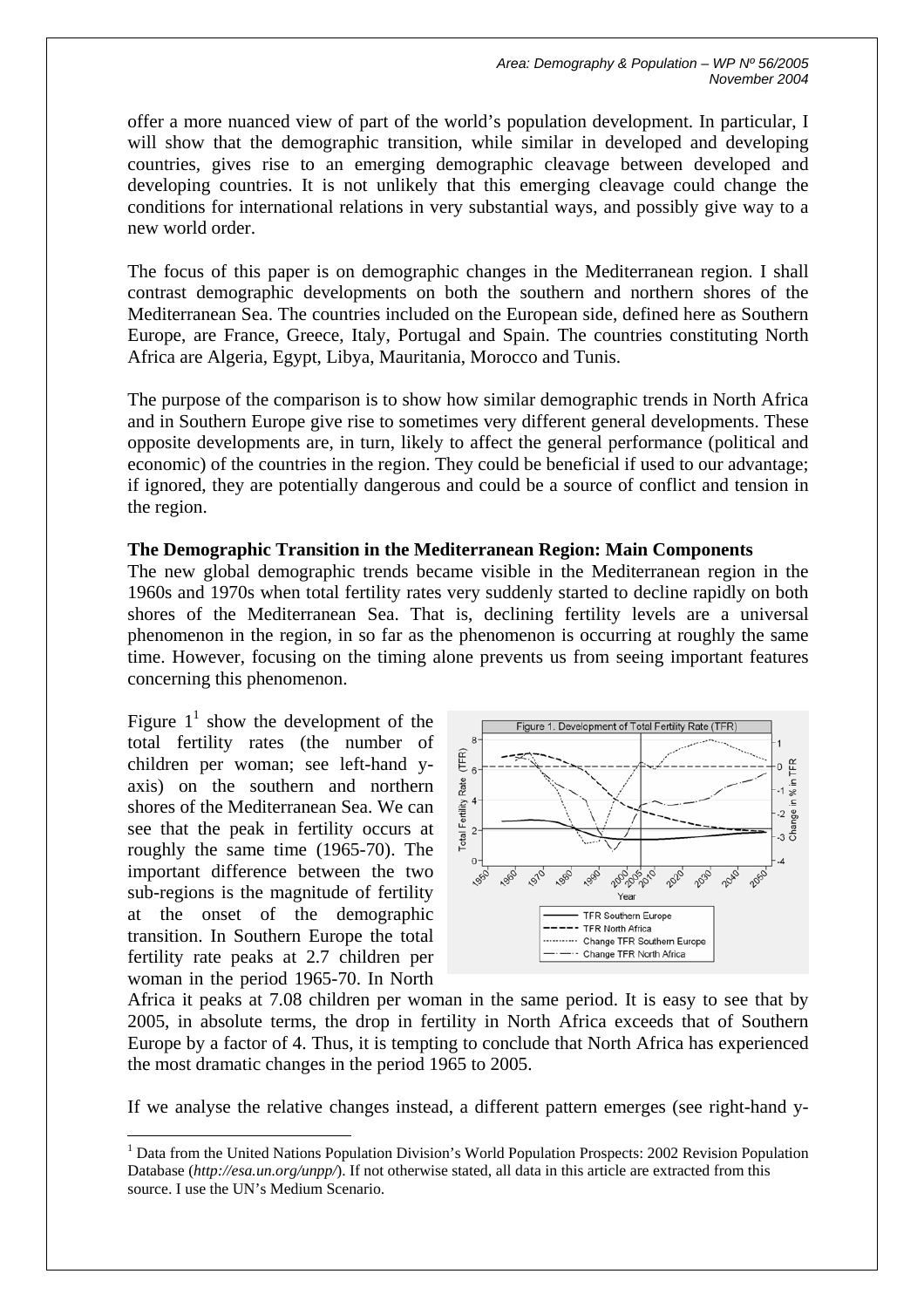offer a more nuanced view of part of the world's population development. In particular, I will show that the demographic transition, while similar in developed and developing countries, gives rise to an emerging demographic cleavage between developed and developing countries. It is not unlikely that this emerging cleavage could change the conditions for international relations in very substantial ways, and possibly give way to a new world order.

The focus of this paper is on demographic changes in the Mediterranean region. I shall contrast demographic developments on both the southern and northern shores of the Mediterranean Sea. The countries included on the European side, defined here as Southern Europe, are France, Greece, Italy, Portugal and Spain. The countries constituting North Africa are Algeria, Egypt, Libya, Mauritania, Morocco and Tunis.

The purpose of the comparison is to show how similar demographic trends in North Africa and in Southern Europe give rise to sometimes very different general developments. These opposite developments are, in turn, likely to affect the general performance (political and economic) of the countries in the region. They could be beneficial if used to our advantage; if ignored, they are potentially dangerous and could be a source of conflict and tension in the region.

**The Demographic Transition in the Mediterranean Region: Main Components**

The new global demographic trends became visible in the Mediterranean region in the 1960s and 1970s when total fertility rates very suddenly started to decline rapidly on both shores of the Mediterranean Sea. That is, declining fertility levels are a universal phenomenon in the region, in so far as the phenomenon is occurring at roughly the same time. However, focusing on the timing alone prevents us from seeing important features concerning this phenomenon.

Figure 1[1] show the development of the total fertility rates (the number of children per woman; see left-hand y-axis) on the southern and northern shores of the Mediterranean Sea. We can see that the peak in fertility occurs at roughly the same time (1965-70). The important difference between the two sub-regions is the magnitude of fertility at the onset of the demographic transition. In Southern Europe the total fertility rate peaks at 2.7 children per woman in the period 1965-70. In North Africa it peaks at 7.08 children per woman in the same period. It is easy to see that by 2005, in absolute terms, the drop in fertility in North Africa exceeds that of Southern Europe by a factor of 4. Thus, it is tempting to conclude that North Africa has experienced the most dramatic changes in the period 1965 to 2005.

Figure 1. Development of Total Fertility Rate (TFR)

If we analyse the relative changes instead, a different pattern emerges (see right-hand y-

[1] Data from the United Nations Population Division's World Population Prospects: 2002 Revision Population Database (*http://esa.un.org/unpp/*). If not otherwise stated, all data in this article are extracted from this source. I use the UN's Medium Scenario.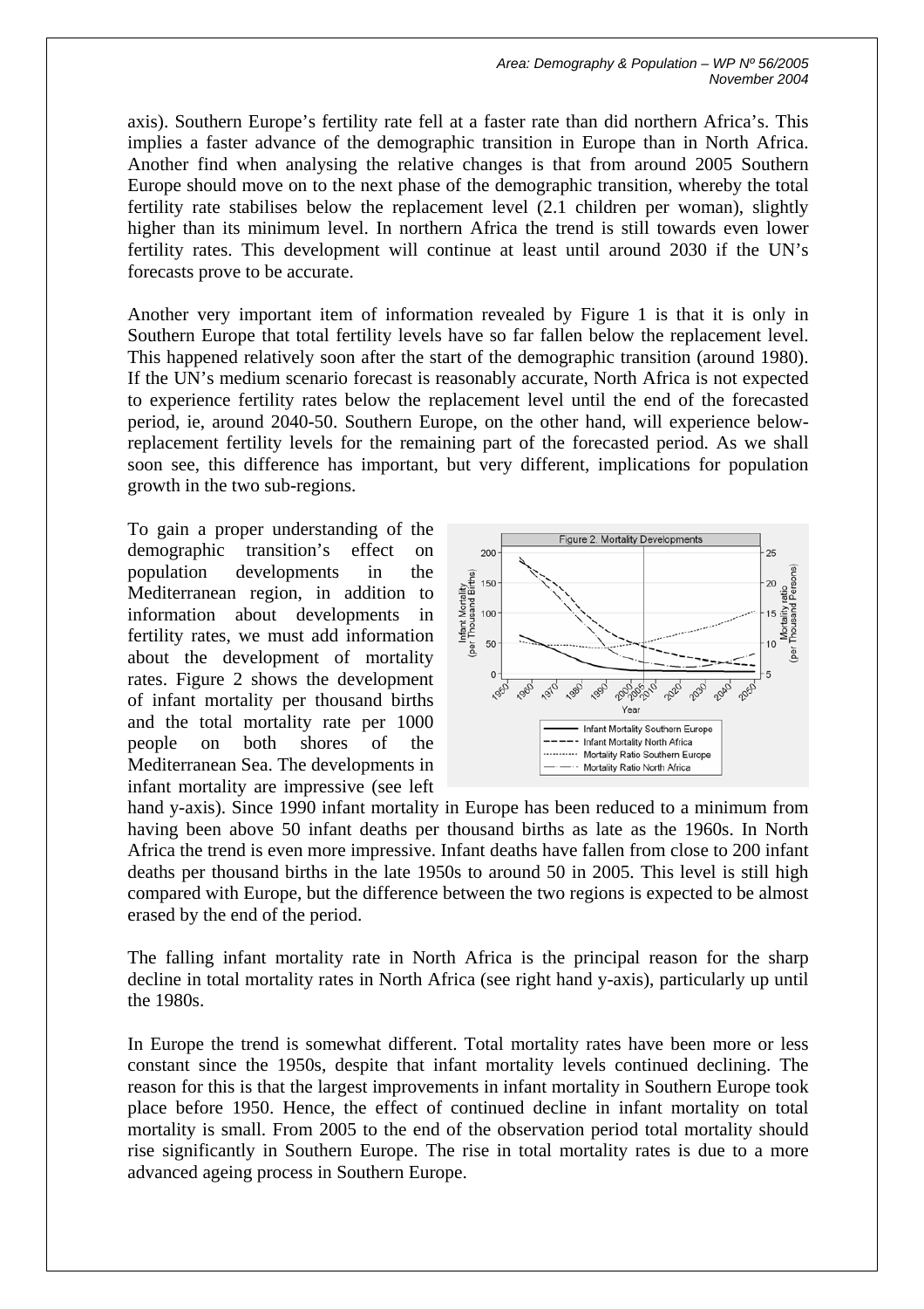axis). Southern Europe's fertility rate fell at a faster rate than did northern Africa's. This implies a faster advance of the demographic transition in Europe than in North Africa. Another find when analysing the relative changes is that from around 2005 Southern Europe should move on to the next phase of the demographic transition, whereby the total fertility rate stabilises below the replacement level (2.1 children per woman), slightly higher than its minimum level. In northern Africa the trend is still towards even lower fertility rates. This development will continue at least until around 2030 if the UN's forecasts prove to be accurate.

Another very important item of information revealed by Figure 1 is that it is only in Southern Europe that total fertility levels have so far fallen below the replacement level. This happened relatively soon after the start of the demographic transition (around 1980). If the UN's medium scenario forecast is reasonably accurate, North Africa is not expected to experience fertility rates below the replacement level until the end of the forecasted period, ie, around 2040-50. Southern Europe, on the other hand, will experience below-replacement fertility levels for the remaining part of the forecasted period. As we shall soon see, this difference has important, but very different, implications for population growth in the two sub-regions.

To gain a proper understanding of the demographic transition's effect on population developments in the Mediterranean region, in addition to information about developments in fertility rates, we must add information about the development of mortality rates. Figure 2 shows the development of infant mortality per thousand births and the total mortality rate per 1000 people on both shores of the Mediterranean Sea. The developments in infant mortality are impressive (see left hand y-axis). Since 1990 infant mortality in Europe has been reduced to a minimum from having been above 50 infant deaths per thousand births as late as the 1960s. In North Africa the trend is even more impressive. Infant deaths have fallen from close to 200 infant deaths per thousand births in the late 1950s to around 50 in 2005. This level is still high compared with Europe, but the difference between the two regions is expected to be almost erased by the end of the period.

Figure 2. Mortality Developments

The falling infant mortality rate in North Africa is the principal reason for the sharp decline in total mortality rates in North Africa (see right hand y-axis), particularly up until the 1980s.

In Europe the trend is somewhat different. Total mortality rates have been more or less constant since the 1950s, despite that infant mortality levels continued declining. The reason for this is that the largest improvements in infant mortality in Southern Europe took place before 1950. Hence, the effect of continued decline in infant mortality on total mortality is small. From 2005 to the end of the observation period total mortality should rise significantly in Southern Europe. The rise in total mortality rates is due to a more advanced ageing process in Southern Europe.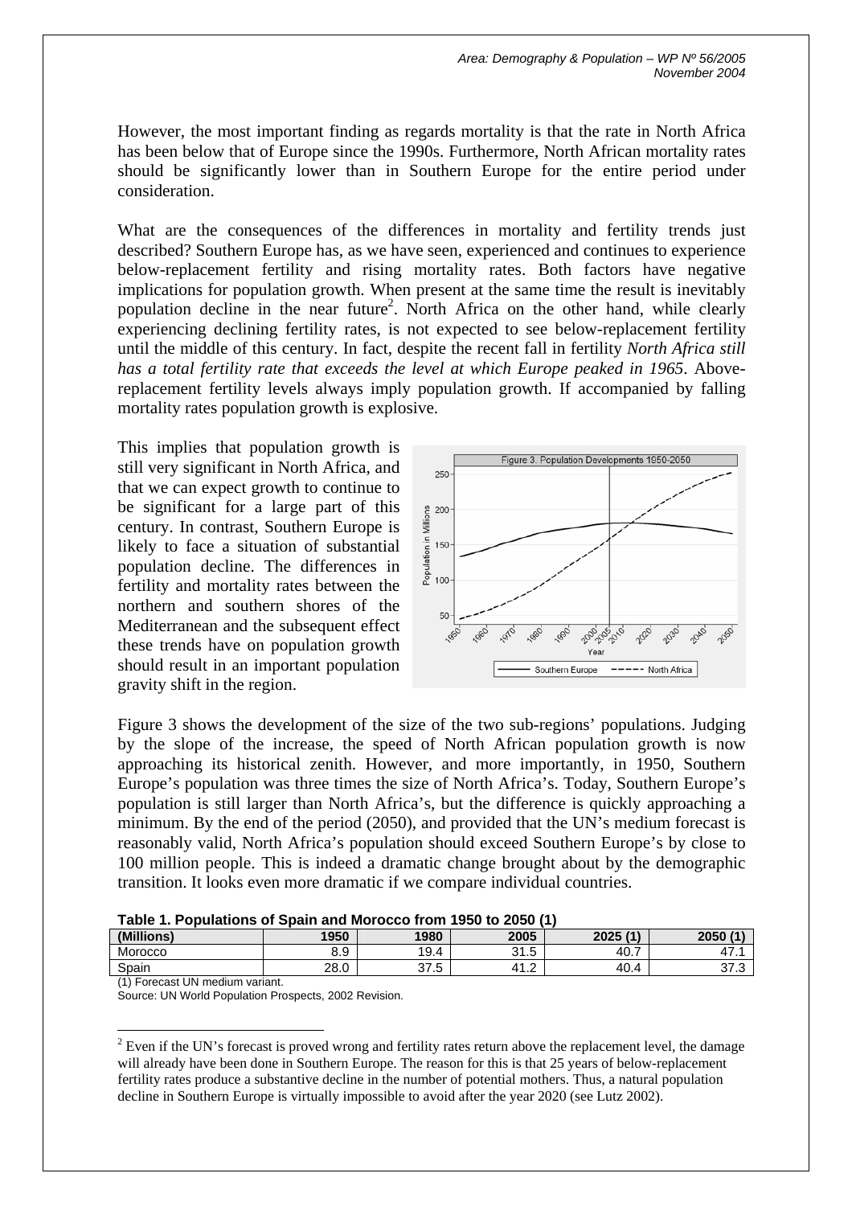However, the most important finding as regards mortality is that the rate in North Africa has been below that of Europe since the 1990s. Furthermore, North African mortality rates should be significantly lower than in Southern Europe for the entire period under consideration.

What are the consequences of the differences in mortality and fertility trends just described? Southern Europe has, as we have seen, experienced and continues to experience below-replacement fertility and rising mortality rates. Both factors have negative implications for population growth. When present at the same time the result is inevitably population decline in the near future[2]. North Africa on the other hand, while clearly experiencing declining fertility rates, is not expected to see below-replacement fertility until the middle of this century. In fact, despite the recent fall in fertility *North Africa still has a total fertility rate that exceeds the level at which Europe peaked in 1965*. Above-replacement fertility levels always imply population growth. If accompanied by falling mortality rates population growth is explosive.

This implies that population growth is still very significant in North Africa, and that we can expect growth to continue to be significant for a large part of this century. In contrast, Southern Europe is likely to face a situation of substantial population decline. The differences in fertility and mortality rates between the northern and southern shores of the Mediterranean and the subsequent effect these trends have on population growth should result in an important population gravity shift in the region.

Figure 3. Population Developments 1950-2050

Figure 3 shows the development of the size of the two sub-regions' populations. Judging by the slope of the increase, the speed of North African population growth is now approaching its historical zenith. However, and more importantly, in 1950, Southern Europe's population was three times the size of North Africa's. Today, Southern Europe's population is still larger than North Africa's, but the difference is quickly approaching a minimum. By the end of the period (2050), and provided that the UN's medium forecast is reasonably valid, North Africa's population should exceed Southern Europe's by close to 100 million people. This is indeed a dramatic change brought about by the demographic transition. It looks even more dramatic if we compare individual countries.

**Table 1. Populations of Spain and Morocco from 1950 to 2050 (1)**

| (Millions) | 1950 | 1980 | 2005 | 2025 (1) | 2050 (1) |
|---|---|---|---|---|---|
| Morocco | 8.9 | 19.4 | 31.5 | 40.7 | 47.1 |
| Spain | 28.0 | 37.5 | 41.2 | 40.4 | 37.3 |

(1) Forecast UN medium variant.

Source: UN World Population Prospects, 2002 Revision.

[2] Even if the UN's forecast is proved wrong and fertility rates return above the replacement level, the damage will already have been done in Southern Europe. The reason for this is that 25 years of below-replacement fertility rates produce a substantive decline in the number of potential mothers. Thus, a natural population decline in Southern Europe is virtually impossible to avoid after the year 2020 (see Lutz 2002).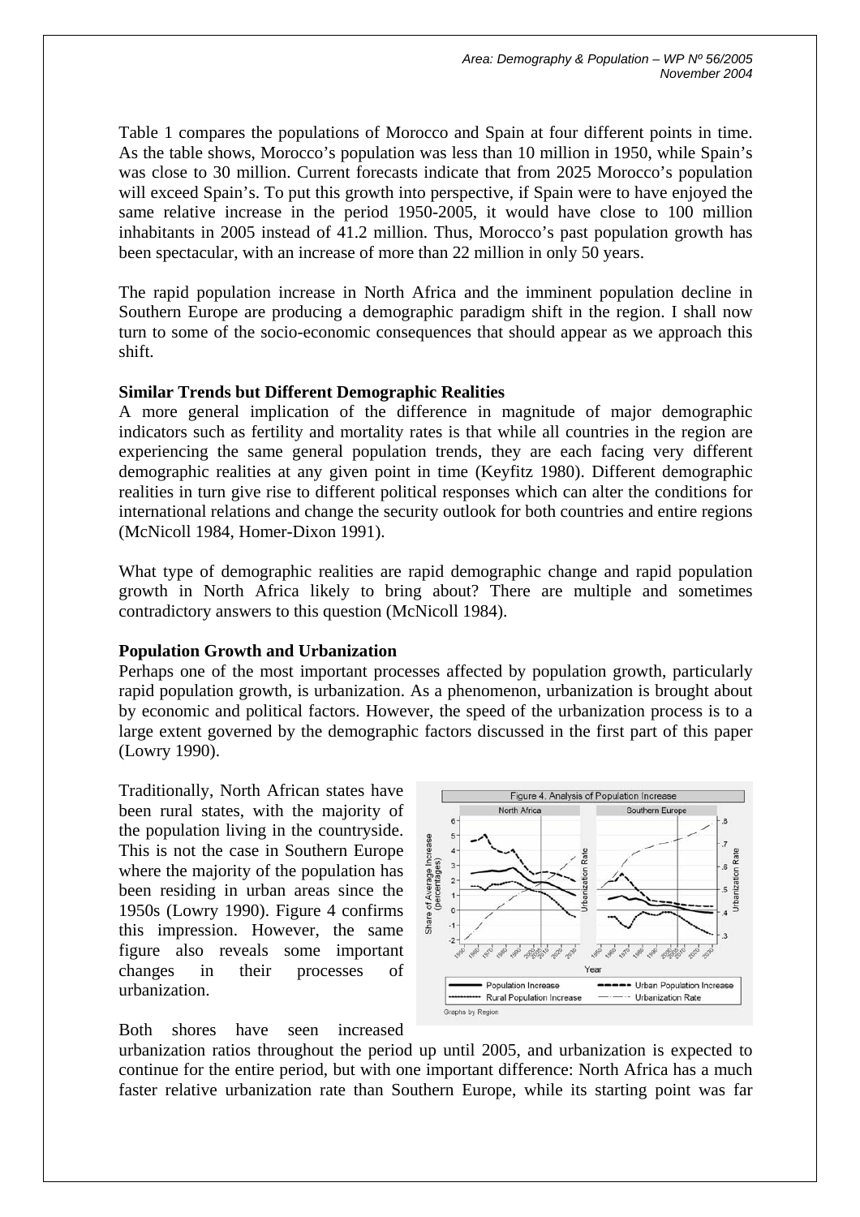Table 1 compares the populations of Morocco and Spain at four different points in time. As the table shows, Morocco's population was less than 10 million in 1950, while Spain's was close to 30 million. Current forecasts indicate that from 2025 Morocco's population will exceed Spain's. To put this growth into perspective, if Spain were to have enjoyed the same relative increase in the period 1950-2005, it would have close to 100 million inhabitants in 2005 instead of 41.2 million. Thus, Morocco's past population growth has been spectacular, with an increase of more than 22 million in only 50 years.

The rapid population increase in North Africa and the imminent population decline in Southern Europe are producing a demographic paradigm shift in the region. I shall now turn to some of the socio-economic consequences that should appear as we approach this shift.

**Similar Trends but Different Demographic Realities**

A more general implication of the difference in magnitude of major demographic indicators such as fertility and mortality rates is that while all countries in the region are experiencing the same general population trends, they are each facing very different demographic realities at any given point in time (Keyfitz 1980). Different demographic realities in turn give rise to different political responses which can alter the conditions for international relations and change the security outlook for both countries and entire regions (McNicoll 1984, Homer-Dixon 1991).

What type of demographic realities are rapid demographic change and rapid population growth in North Africa likely to bring about? There are multiple and sometimes contradictory answers to this question (McNicoll 1984).

**Population Growth and Urbanization**

Perhaps one of the most important processes affected by population growth, particularly rapid population growth, is urbanization. As a phenomenon, urbanization is brought about by economic and political factors. However, the speed of the urbanization process is to a large extent governed by the demographic factors discussed in the first part of this paper (Lowry 1990).

Traditionally, North African states have been rural states, with the majority of the population living in the countryside. This is not the case in Southern Europe where the majority of the population has been residing in urban areas since the 1950s (Lowry 1990). Figure 4 confirms this impression. However, the same figure also reveals some important changes in their processes of urbanization.

Figure 4. Analysis of Population Increase

Both shores have seen increased urbanization ratios throughout the period up until 2005, and urbanization is expected to continue for the entire period, but with one important difference: North Africa has a much faster relative urbanization rate than Southern Europe, while its starting point was far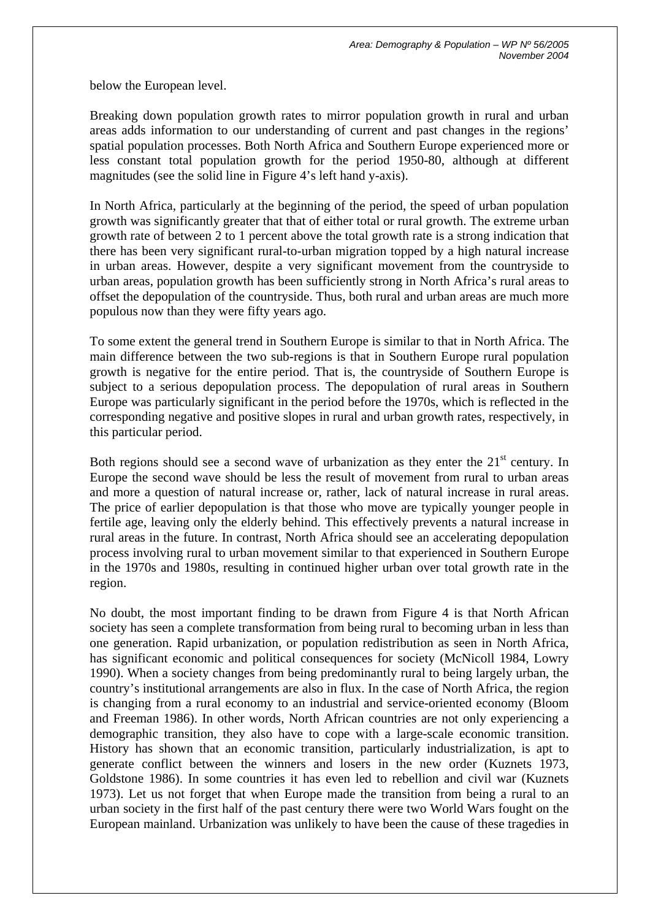below the European level.

Breaking down population growth rates to mirror population growth in rural and urban areas adds information to our understanding of current and past changes in the regions' spatial population processes. Both North Africa and Southern Europe experienced more or less constant total population growth for the period 1950-80, although at different magnitudes (see the solid line in Figure 4's left hand y-axis).

In North Africa, particularly at the beginning of the period, the speed of urban population growth was significantly greater that that of either total or rural growth. The extreme urban growth rate of between 2 to 1 percent above the total growth rate is a strong indication that there has been very significant rural-to-urban migration topped by a high natural increase in urban areas. However, despite a very significant movement from the countryside to urban areas, population growth has been sufficiently strong in North Africa's rural areas to offset the depopulation of the countryside. Thus, both rural and urban areas are much more populous now than they were fifty years ago.

To some extent the general trend in Southern Europe is similar to that in North Africa. The main difference between the two sub-regions is that in Southern Europe rural population growth is negative for the entire period. That is, the countryside of Southern Europe is subject to a serious depopulation process. The depopulation of rural areas in Southern Europe was particularly significant in the period before the 1970s, which is reflected in the corresponding negative and positive slopes in rural and urban growth rates, respectively, in this particular period.

Both regions should see a second wave of urbanization as they enter the 21st century. In Europe the second wave should be less the result of movement from rural to urban areas and more a question of natural increase or, rather, lack of natural increase in rural areas. The price of earlier depopulation is that those who move are typically younger people in fertile age, leaving only the elderly behind. This effectively prevents a natural increase in rural areas in the future. In contrast, North Africa should see an accelerating depopulation process involving rural to urban movement similar to that experienced in Southern Europe in the 1970s and 1980s, resulting in continued higher urban over total growth rate in the region.

No doubt, the most important finding to be drawn from Figure 4 is that North African society has seen a complete transformation from being rural to becoming urban in less than one generation. Rapid urbanization, or population redistribution as seen in North Africa, has significant economic and political consequences for society (McNicoll 1984, Lowry 1990). When a society changes from being predominantly rural to being largely urban, the country's institutional arrangements are also in flux. In the case of North Africa, the region is changing from a rural economy to an industrial and service-oriented economy (Bloom and Freeman 1986). In other words, North African countries are not only experiencing a demographic transition, they also have to cope with a large-scale economic transition. History has shown that an economic transition, particularly industrialization, is apt to generate conflict between the winners and losers in the new order (Kuznets 1973, Goldstone 1986). In some countries it has even led to rebellion and civil war (Kuznets 1973). Let us not forget that when Europe made the transition from being a rural to an urban society in the first half of the past century there were two World Wars fought on the European mainland. Urbanization was unlikely to have been the cause of these tragedies in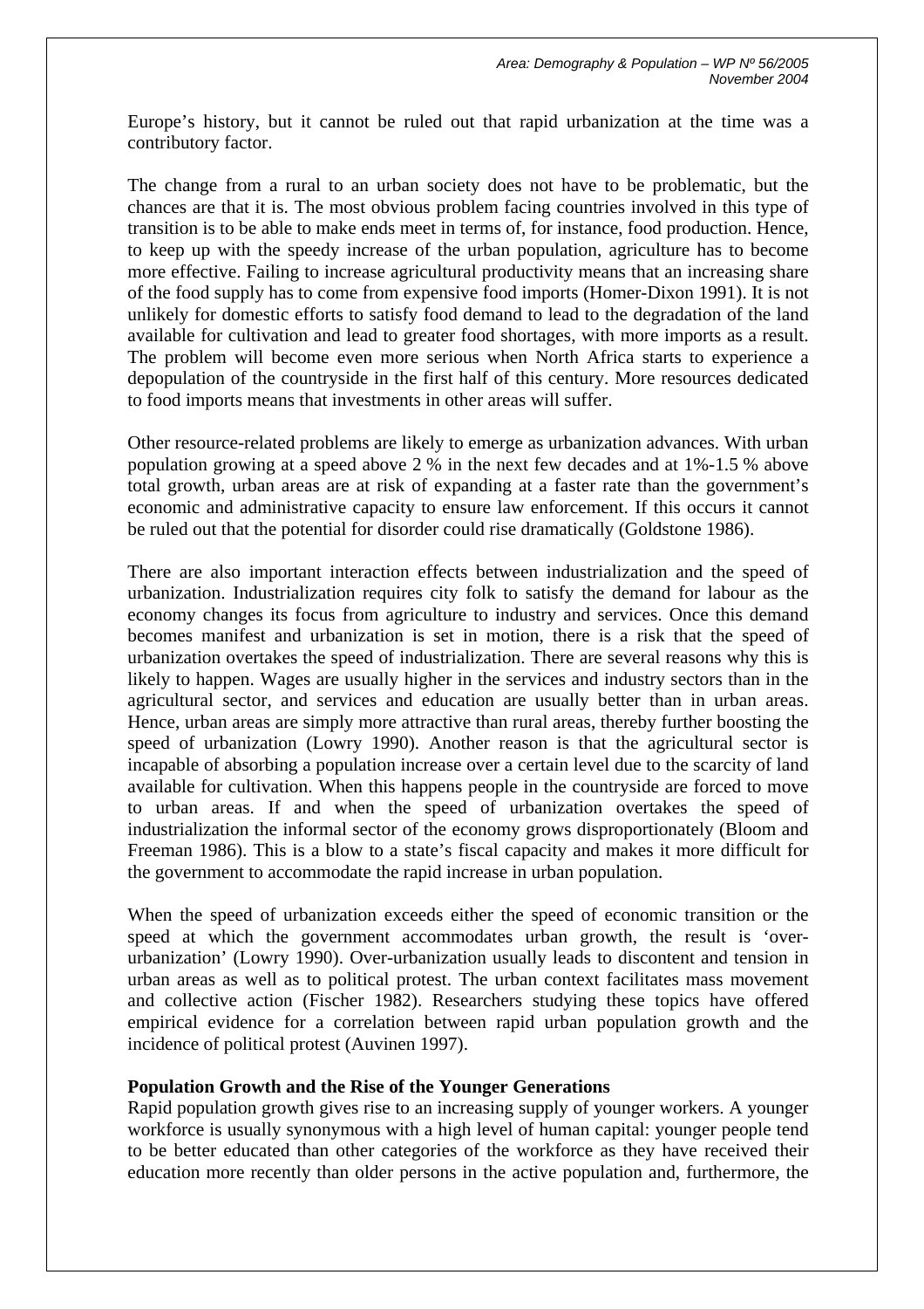Europe's history, but it cannot be ruled out that rapid urbanization at the time was a contributory factor.

The change from a rural to an urban society does not have to be problematic, but the chances are that it is. The most obvious problem facing countries involved in this type of transition is to be able to make ends meet in terms of, for instance, food production. Hence, to keep up with the speedy increase of the urban population, agriculture has to become more effective. Failing to increase agricultural productivity means that an increasing share of the food supply has to come from expensive food imports (Homer-Dixon 1991). It is not unlikely for domestic efforts to satisfy food demand to lead to the degradation of the land available for cultivation and lead to greater food shortages, with more imports as a result. The problem will become even more serious when North Africa starts to experience a depopulation of the countryside in the first half of this century. More resources dedicated to food imports means that investments in other areas will suffer.

Other resource-related problems are likely to emerge as urbanization advances. With urban population growing at a speed above 2 % in the next few decades and at 1%-1.5 % above total growth, urban areas are at risk of expanding at a faster rate than the government's economic and administrative capacity to ensure law enforcement. If this occurs it cannot be ruled out that the potential for disorder could rise dramatically (Goldstone 1986).

There are also important interaction effects between industrialization and the speed of urbanization. Industrialization requires city folk to satisfy the demand for labour as the economy changes its focus from agriculture to industry and services. Once this demand becomes manifest and urbanization is set in motion, there is a risk that the speed of urbanization overtakes the speed of industrialization. There are several reasons why this is likely to happen. Wages are usually higher in the services and industry sectors than in the agricultural sector, and services and education are usually better than in urban areas. Hence, urban areas are simply more attractive than rural areas, thereby further boosting the speed of urbanization (Lowry 1990). Another reason is that the agricultural sector is incapable of absorbing a population increase over a certain level due to the scarcity of land available for cultivation. When this happens people in the countryside are forced to move to urban areas. If and when the speed of urbanization overtakes the speed of industrialization the informal sector of the economy grows disproportionately (Bloom and Freeman 1986). This is a blow to a state's fiscal capacity and makes it more difficult for the government to accommodate the rapid increase in urban population.

When the speed of urbanization exceeds either the speed of economic transition or the speed at which the government accommodates urban growth, the result is 'over-urbanization' (Lowry 1990). Over-urbanization usually leads to discontent and tension in urban areas as well as to political protest. The urban context facilitates mass movement and collective action (Fischer 1982). Researchers studying these topics have offered empirical evidence for a correlation between rapid urban population growth and the incidence of political protest (Auvinen 1997).

**Population Growth and the Rise of the Younger Generations**

Rapid population growth gives rise to an increasing supply of younger workers. A younger workforce is usually synonymous with a high level of human capital: younger people tend to be better educated than other categories of the workforce as they have received their education more recently than older persons in the active population and, furthermore, the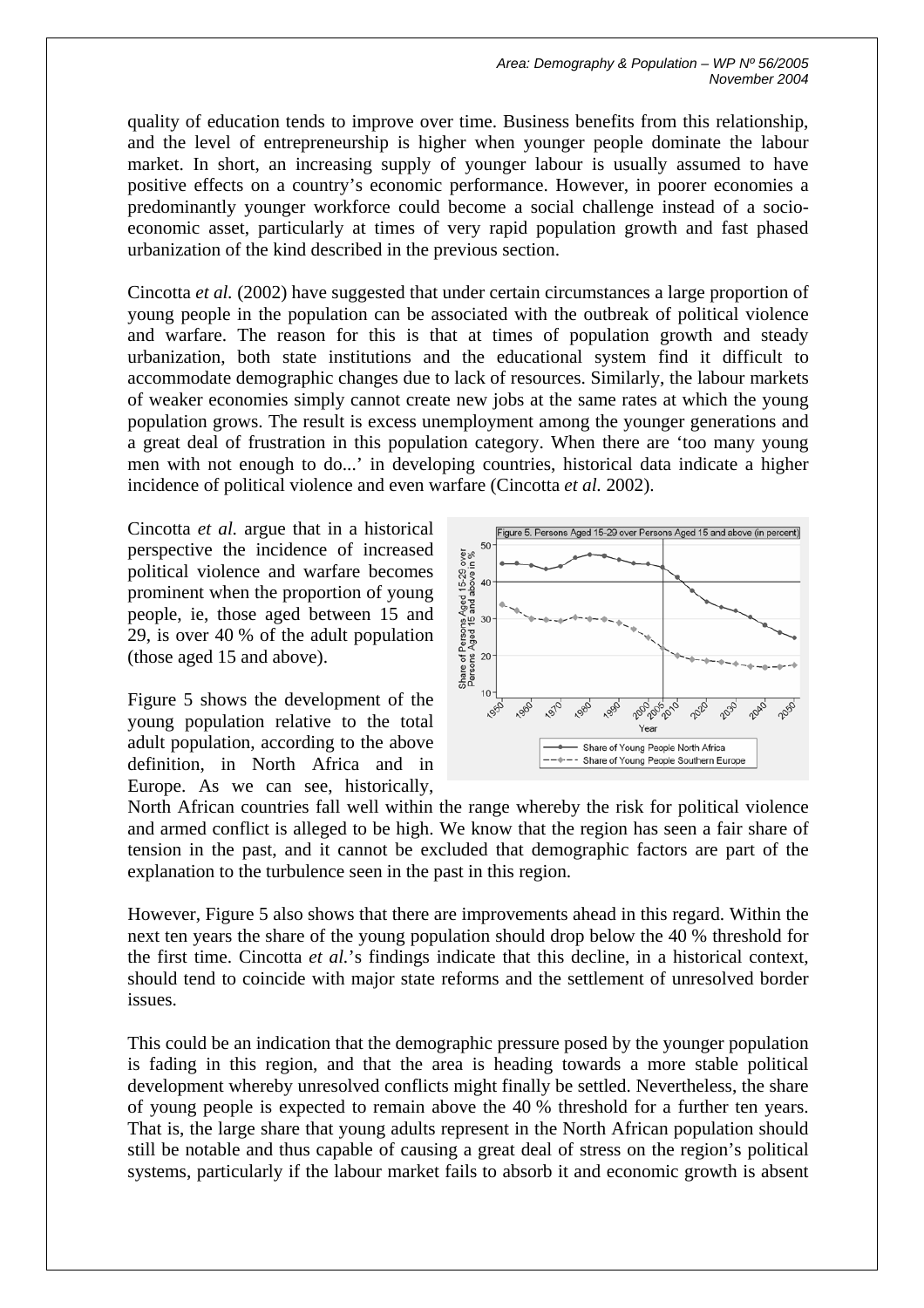quality of education tends to improve over time. Business benefits from this relationship, and the level of entrepreneurship is higher when younger people dominate the labour market. In short, an increasing supply of younger labour is usually assumed to have positive effects on a country's economic performance. However, in poorer economies a predominantly younger workforce could become a social challenge instead of a socio-economic asset, particularly at times of very rapid population growth and fast phased urbanization of the kind described in the previous section.

Cincotta *et al.* (2002) have suggested that under certain circumstances a large proportion of young people in the population can be associated with the outbreak of political violence and warfare. The reason for this is that at times of population growth and steady urbanization, both state institutions and the educational system find it difficult to accommodate demographic changes due to lack of resources. Similarly, the labour markets of weaker economies simply cannot create new jobs at the same rates at which the young population grows. The result is excess unemployment among the younger generations and a great deal of frustration in this population category. When there are 'too many young men with not enough to do...' in developing countries, historical data indicate a higher incidence of political violence and even warfare (Cincotta *et al.* 2002).

Cincotta *et al.* argue that in a historical perspective the incidence of increased political violence and warfare becomes prominent when the proportion of young people, ie, those aged between 15 and 29, is over 40 % of the adult population (those aged 15 and above).

Figure 5. Persons Aged 15-29 over Persons Aged 15 and above (in percent)

Figure 5 shows the development of the young population relative to the total adult population, according to the above definition, in North Africa and in Europe. As we can see, historically, North African countries fall well within the range whereby the risk for political violence and armed conflict is alleged to be high. We know that the region has seen a fair share of tension in the past, and it cannot be excluded that demographic factors are part of the explanation to the turbulence seen in the past in this region.

However, Figure 5 also shows that there are improvements ahead in this regard. Within the next ten years the share of the young population should drop below the 40 % threshold for the first time. Cincotta *et al.*'s findings indicate that this decline, in a historical context, should tend to coincide with major state reforms and the settlement of unresolved border issues.

This could be an indication that the demographic pressure posed by the younger population is fading in this region, and that the area is heading towards a more stable political development whereby unresolved conflicts might finally be settled. Nevertheless, the share of young people is expected to remain above the 40 % threshold for a further ten years. That is, the large share that young adults represent in the North African population should still be notable and thus capable of causing a great deal of stress on the region's political systems, particularly if the labour market fails to absorb it and economic growth is absent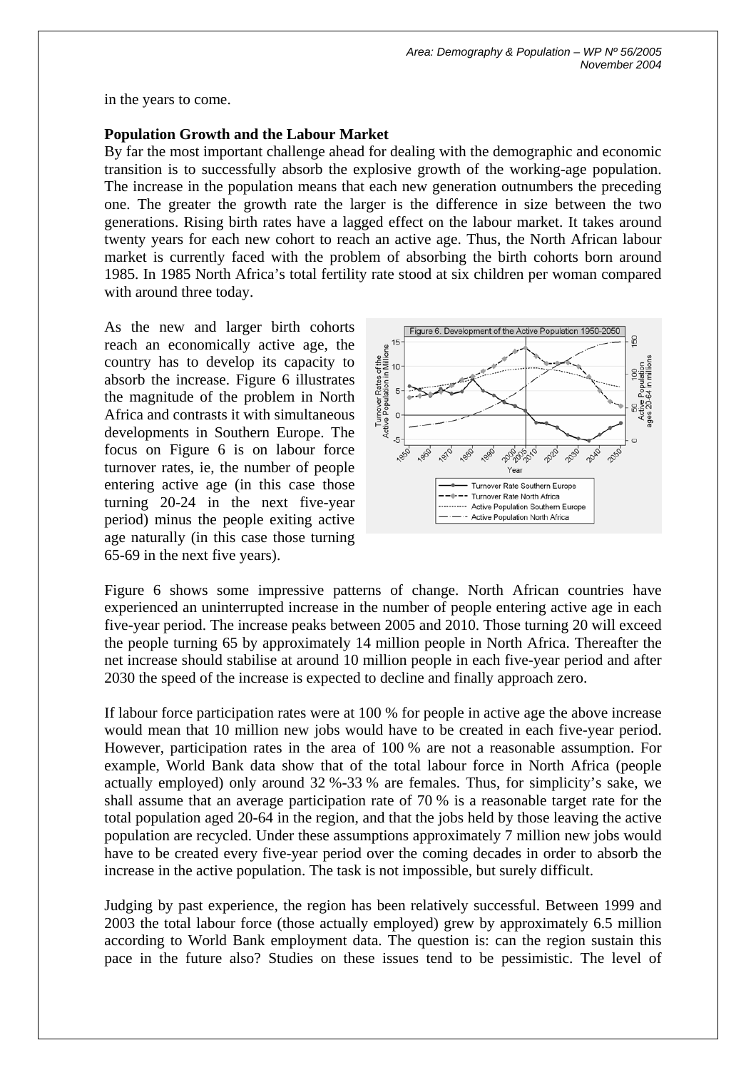in the years to come.

**Population Growth and the Labour Market**

By far the most important challenge ahead for dealing with the demographic and economic transition is to successfully absorb the explosive growth of the working-age population. The increase in the population means that each new generation outnumbers the preceding one. The greater the growth rate the larger is the difference in size between the two generations. Rising birth rates have a lagged effect on the labour market. It takes around twenty years for each new cohort to reach an active age. Thus, the North African labour market is currently faced with the problem of absorbing the birth cohorts born around 1985. In 1985 North Africa's total fertility rate stood at six children per woman compared with around three today.

As the new and larger birth cohorts reach an economically active age, the country has to develop its capacity to absorb the increase. Figure 6 illustrates the magnitude of the problem in North Africa and contrasts it with simultaneous developments in Southern Europe. The focus on Figure 6 is on labour force turnover rates, ie, the number of people entering active age (in this case those turning 20-24 in the next five-year period) minus the people exiting active age naturally (in this case those turning 65-69 in the next five years).

Figure 6. Development of the Active Population 1950-2050

Figure 6 shows some impressive patterns of change. North African countries have experienced an uninterrupted increase in the number of people entering active age in each five-year period. The increase peaks between 2005 and 2010. Those turning 20 will exceed the people turning 65 by approximately 14 million people in North Africa. Thereafter the net increase should stabilise at around 10 million people in each five-year period and after 2030 the speed of the increase is expected to decline and finally approach zero.

If labour force participation rates were at 100 % for people in active age the above increase would mean that 10 million new jobs would have to be created in each five-year period. However, participation rates in the area of 100 % are not a reasonable assumption. For example, World Bank data show that of the total labour force in North Africa (people actually employed) only around 32 %-33 % are females. Thus, for simplicity's sake, we shall assume that an average participation rate of 70 % is a reasonable target rate for the total population aged 20-64 in the region, and that the jobs held by those leaving the active population are recycled. Under these assumptions approximately 7 million new jobs would have to be created every five-year period over the coming decades in order to absorb the increase in the active population. The task is not impossible, but surely difficult.

Judging by past experience, the region has been relatively successful. Between 1999 and 2003 the total labour force (those actually employed) grew by approximately 6.5 million according to World Bank employment data. The question is: can the region sustain this pace in the future also? Studies on these issues tend to be pessimistic. The level of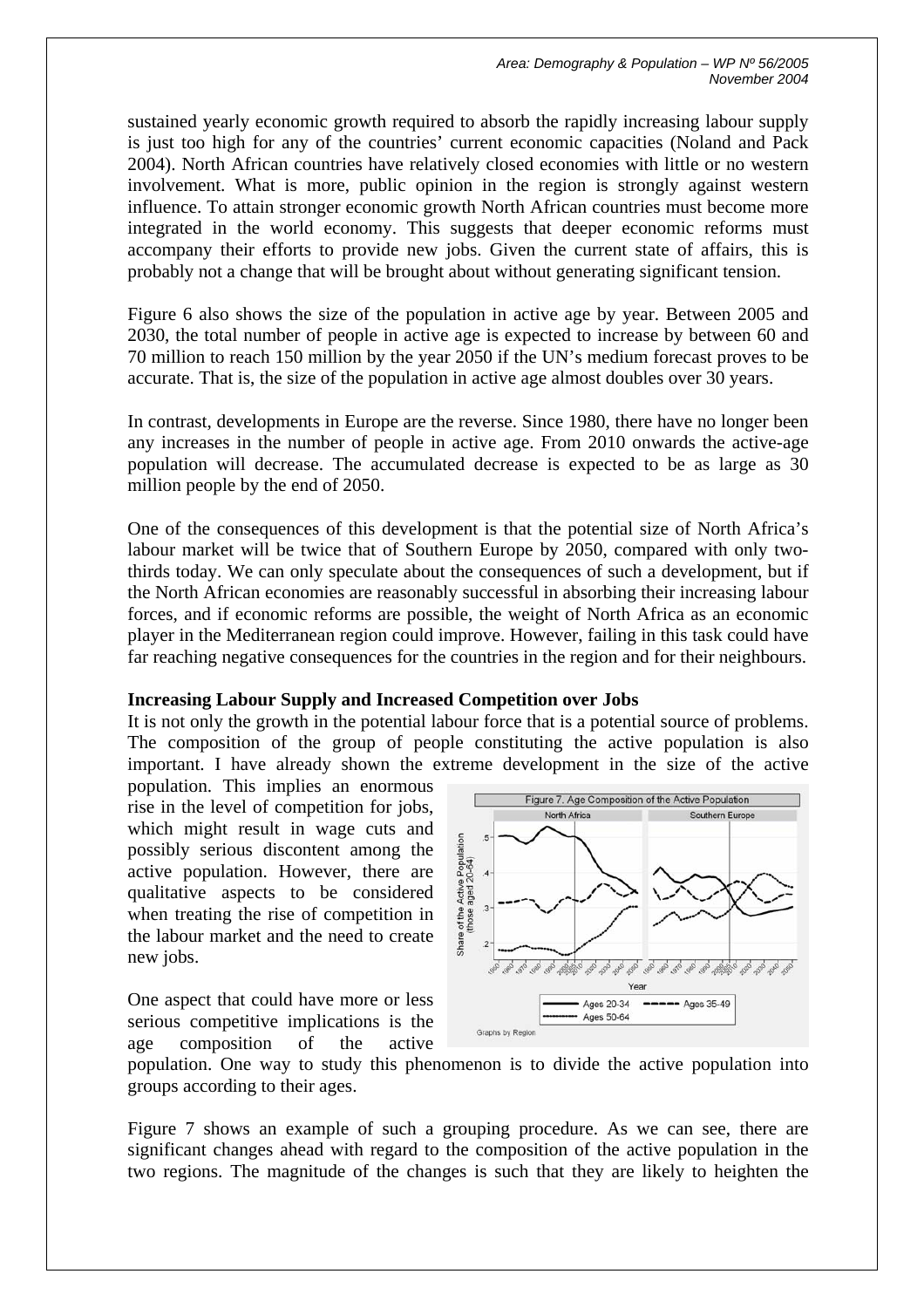sustained yearly economic growth required to absorb the rapidly increasing labour supply is just too high for any of the countries' current economic capacities (Noland and Pack 2004). North African countries have relatively closed economies with little or no western involvement. What is more, public opinion in the region is strongly against western influence. To attain stronger economic growth North African countries must become more integrated in the world economy. This suggests that deeper economic reforms must accompany their efforts to provide new jobs. Given the current state of affairs, this is probably not a change that will be brought about without generating significant tension.

Figure 6 also shows the size of the population in active age by year. Between 2005 and 2030, the total number of people in active age is expected to increase by between 60 and 70 million to reach 150 million by the year 2050 if the UN's medium forecast proves to be accurate. That is, the size of the population in active age almost doubles over 30 years.

In contrast, developments in Europe are the reverse. Since 1980, there have no longer been any increases in the number of people in active age. From 2010 onwards the active-age population will decrease. The accumulated decrease is expected to be as large as 30 million people by the end of 2050.

One of the consequences of this development is that the potential size of North Africa's labour market will be twice that of Southern Europe by 2050, compared with only two-thirds today. We can only speculate about the consequences of such a development, but if the North African economies are reasonably successful in absorbing their increasing labour forces, and if economic reforms are possible, the weight of North Africa as an economic player in the Mediterranean region could improve. However, failing in this task could have far reaching negative consequences for the countries in the region and for their neighbours.

**Increasing Labour Supply and Increased Competition over Jobs**

It is not only the growth in the potential labour force that is a potential source of problems. The composition of the group of people constituting the active population is also important. I have already shown the extreme development in the size of the active population. This implies an enormous rise in the level of competition for jobs, which might result in wage cuts and possibly serious discontent among the active population. However, there are qualitative aspects to be considered when treating the rise of competition in the labour market and the need to create new jobs.

One aspect that could have more or less serious competitive implications is the age composition of the active population. One way to study this phenomenon is to divide the active population into groups according to their ages.

Figure 7. Age Composition of the Active Population

Figure 7 shows an example of such a grouping procedure. As we can see, there are significant changes ahead with regard to the composition of the active population in the two regions. The magnitude of the changes is such that they are likely to heighten the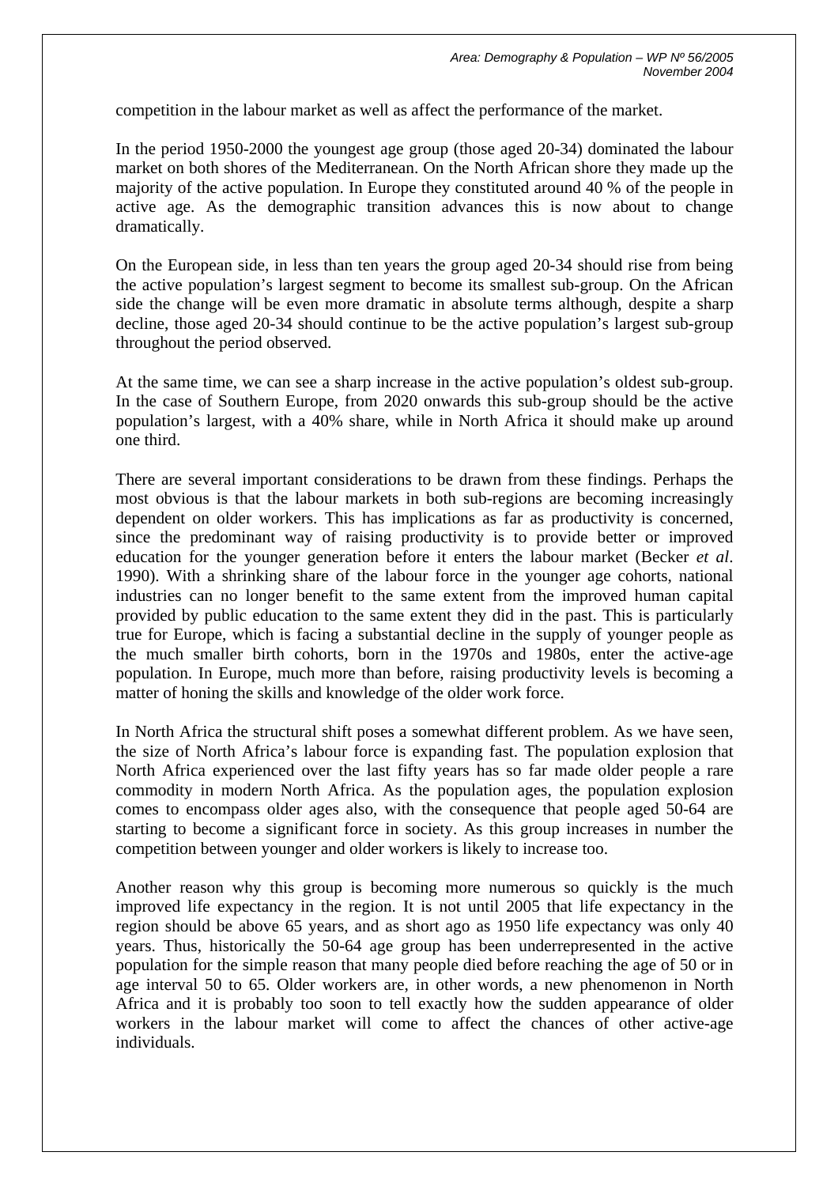competition in the labour market as well as affect the performance of the market.

In the period 1950-2000 the youngest age group (those aged 20-34) dominated the labour market on both shores of the Mediterranean. On the North African shore they made up the majority of the active population. In Europe they constituted around 40 % of the people in active age. As the demographic transition advances this is now about to change dramatically.

On the European side, in less than ten years the group aged 20-34 should rise from being the active population's largest segment to become its smallest sub-group. On the African side the change will be even more dramatic in absolute terms although, despite a sharp decline, those aged 20-34 should continue to be the active population's largest sub-group throughout the period observed.

At the same time, we can see a sharp increase in the active population's oldest sub-group. In the case of Southern Europe, from 2020 onwards this sub-group should be the active population's largest, with a 40% share, while in North Africa it should make up around one third.

There are several important considerations to be drawn from these findings. Perhaps the most obvious is that the labour markets in both sub-regions are becoming increasingly dependent on older workers. This has implications as far as productivity is concerned, since the predominant way of raising productivity is to provide better or improved education for the younger generation before it enters the labour market (Becker *et al*. 1990). With a shrinking share of the labour force in the younger age cohorts, national industries can no longer benefit to the same extent from the improved human capital provided by public education to the same extent they did in the past. This is particularly true for Europe, which is facing a substantial decline in the supply of younger people as the much smaller birth cohorts, born in the 1970s and 1980s, enter the active-age population. In Europe, much more than before, raising productivity levels is becoming a matter of honing the skills and knowledge of the older work force.

In North Africa the structural shift poses a somewhat different problem. As we have seen, the size of North Africa's labour force is expanding fast. The population explosion that North Africa experienced over the last fifty years has so far made older people a rare commodity in modern North Africa. As the population ages, the population explosion comes to encompass older ages also, with the consequence that people aged 50-64 are starting to become a significant force in society. As this group increases in number the competition between younger and older workers is likely to increase too.

Another reason why this group is becoming more numerous so quickly is the much improved life expectancy in the region. It is not until 2005 that life expectancy in the region should be above 65 years, and as short ago as 1950 life expectancy was only 40 years. Thus, historically the 50-64 age group has been underrepresented in the active population for the simple reason that many people died before reaching the age of 50 or in age interval 50 to 65. Older workers are, in other words, a new phenomenon in North Africa and it is probably too soon to tell exactly how the sudden appearance of older workers in the labour market will come to affect the chances of other active-age individuals.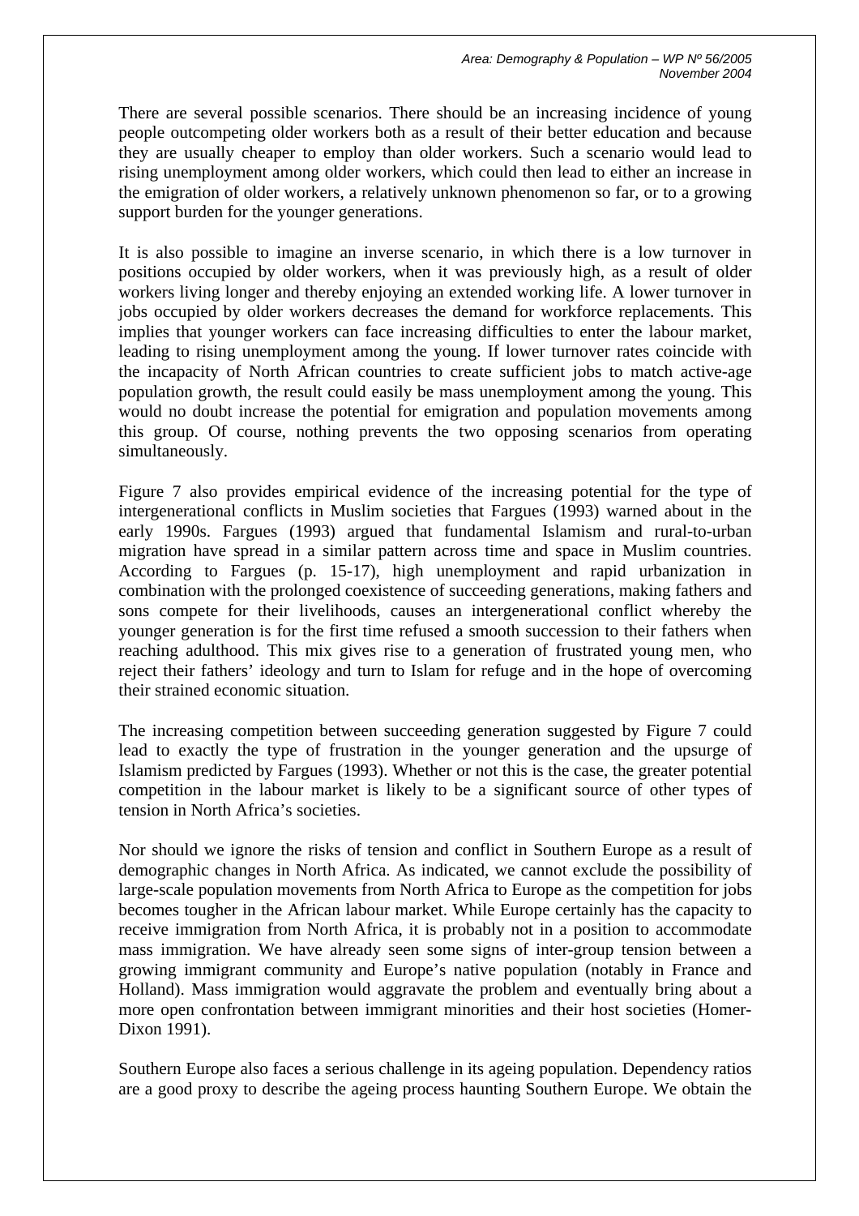There are several possible scenarios. There should be an increasing incidence of young people outcompeting older workers both as a result of their better education and because they are usually cheaper to employ than older workers. Such a scenario would lead to rising unemployment among older workers, which could then lead to either an increase in the emigration of older workers, a relatively unknown phenomenon so far, or to a growing support burden for the younger generations.

It is also possible to imagine an inverse scenario, in which there is a low turnover in positions occupied by older workers, when it was previously high, as a result of older workers living longer and thereby enjoying an extended working life. A lower turnover in jobs occupied by older workers decreases the demand for workforce replacements. This implies that younger workers can face increasing difficulties to enter the labour market, leading to rising unemployment among the young. If lower turnover rates coincide with the incapacity of North African countries to create sufficient jobs to match active-age population growth, the result could easily be mass unemployment among the young. This would no doubt increase the potential for emigration and population movements among this group. Of course, nothing prevents the two opposing scenarios from operating simultaneously.

Figure 7 also provides empirical evidence of the increasing potential for the type of intergenerational conflicts in Muslim societies that Fargues (1993) warned about in the early 1990s. Fargues (1993) argued that fundamental Islamism and rural-to-urban migration have spread in a similar pattern across time and space in Muslim countries. According to Fargues (p. 15-17), high unemployment and rapid urbanization in combination with the prolonged coexistence of succeeding generations, making fathers and sons compete for their livelihoods, causes an intergenerational conflict whereby the younger generation is for the first time refused a smooth succession to their fathers when reaching adulthood. This mix gives rise to a generation of frustrated young men, who reject their fathers' ideology and turn to Islam for refuge and in the hope of overcoming their strained economic situation.

The increasing competition between succeeding generation suggested by Figure 7 could lead to exactly the type of frustration in the younger generation and the upsurge of Islamism predicted by Fargues (1993). Whether or not this is the case, the greater potential competition in the labour market is likely to be a significant source of other types of tension in North Africa's societies.

Nor should we ignore the risks of tension and conflict in Southern Europe as a result of demographic changes in North Africa. As indicated, we cannot exclude the possibility of large-scale population movements from North Africa to Europe as the competition for jobs becomes tougher in the African labour market. While Europe certainly has the capacity to receive immigration from North Africa, it is probably not in a position to accommodate mass immigration. We have already seen some signs of inter-group tension between a growing immigrant community and Europe's native population (notably in France and Holland). Mass immigration would aggravate the problem and eventually bring about a more open confrontation between immigrant minorities and their host societies (Homer-Dixon 1991).

Southern Europe also faces a serious challenge in its ageing population. Dependency ratios are a good proxy to describe the ageing process haunting Southern Europe. We obtain the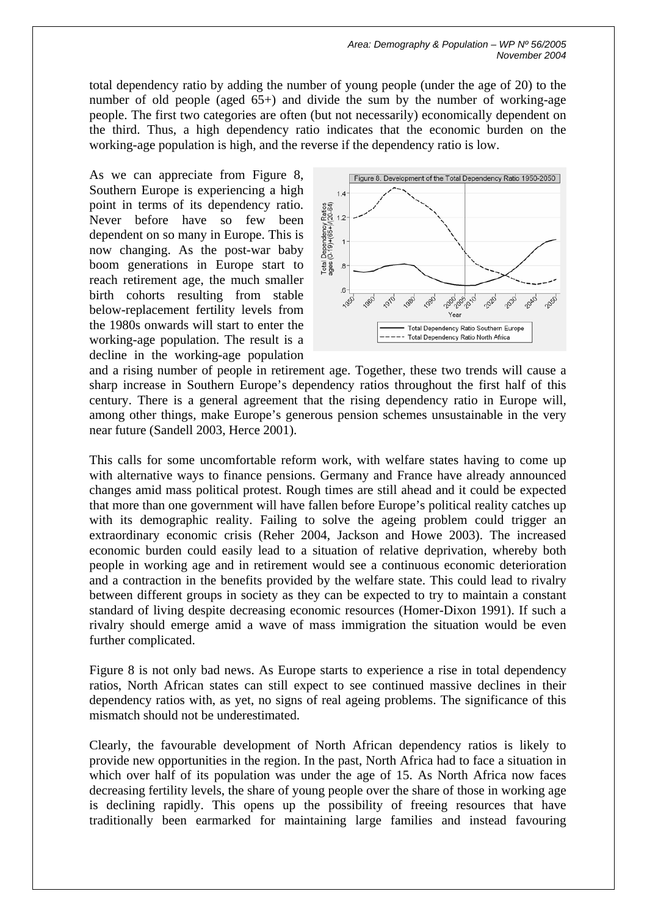total dependency ratio by adding the number of young people (under the age of 20) to the number of old people (aged 65+) and divide the sum by the number of working-age people. The first two categories are often (but not necessarily) economically dependent on the third. Thus, a high dependency ratio indicates that the economic burden on the working-age population is high, and the reverse if the dependency ratio is low.

As we can appreciate from Figure 8, Southern Europe is experiencing a high point in terms of its dependency ratio. Never before have so few been dependent on so many in Europe. This is now changing. As the post-war baby boom generations in Europe start to reach retirement age, the much smaller birth cohorts resulting from stable below-replacement fertility levels from the 1980s onwards will start to enter the working-age population. The result is a decline in the working-age population and a rising number of people in retirement age. Together, these two trends will cause a sharp increase in Southern Europe's dependency ratios throughout the first half of this century. There is a general agreement that the rising dependency ratio in Europe will, among other things, make Europe's generous pension schemes unsustainable in the very near future (Sandell 2003, Herce 2001).

Figure 8. Development of the Total Dependency Ratio 1950-2050

This calls for some uncomfortable reform work, with welfare states having to come up with alternative ways to finance pensions. Germany and France have already announced changes amid mass political protest. Rough times are still ahead and it could be expected that more than one government will have fallen before Europe's political reality catches up with its demographic reality. Failing to solve the ageing problem could trigger an extraordinary economic crisis (Reher 2004, Jackson and Howe 2003). The increased economic burden could easily lead to a situation of relative deprivation, whereby both people in working age and in retirement would see a continuous economic deterioration and a contraction in the benefits provided by the welfare state. This could lead to rivalry between different groups in society as they can be expected to try to maintain a constant standard of living despite decreasing economic resources (Homer-Dixon 1991). If such a rivalry should emerge amid a wave of mass immigration the situation would be even further complicated.

Figure 8 is not only bad news. As Europe starts to experience a rise in total dependency ratios, North African states can still expect to see continued massive declines in their dependency ratios with, as yet, no signs of real ageing problems. The significance of this mismatch should not be underestimated.

Clearly, the favourable development of North African dependency ratios is likely to provide new opportunities in the region. In the past, North Africa had to face a situation in which over half of its population was under the age of 15. As North Africa now faces decreasing fertility levels, the share of young people over the share of those in working age is declining rapidly. This opens up the possibility of freeing resources that have traditionally been earmarked for maintaining large families and instead favouring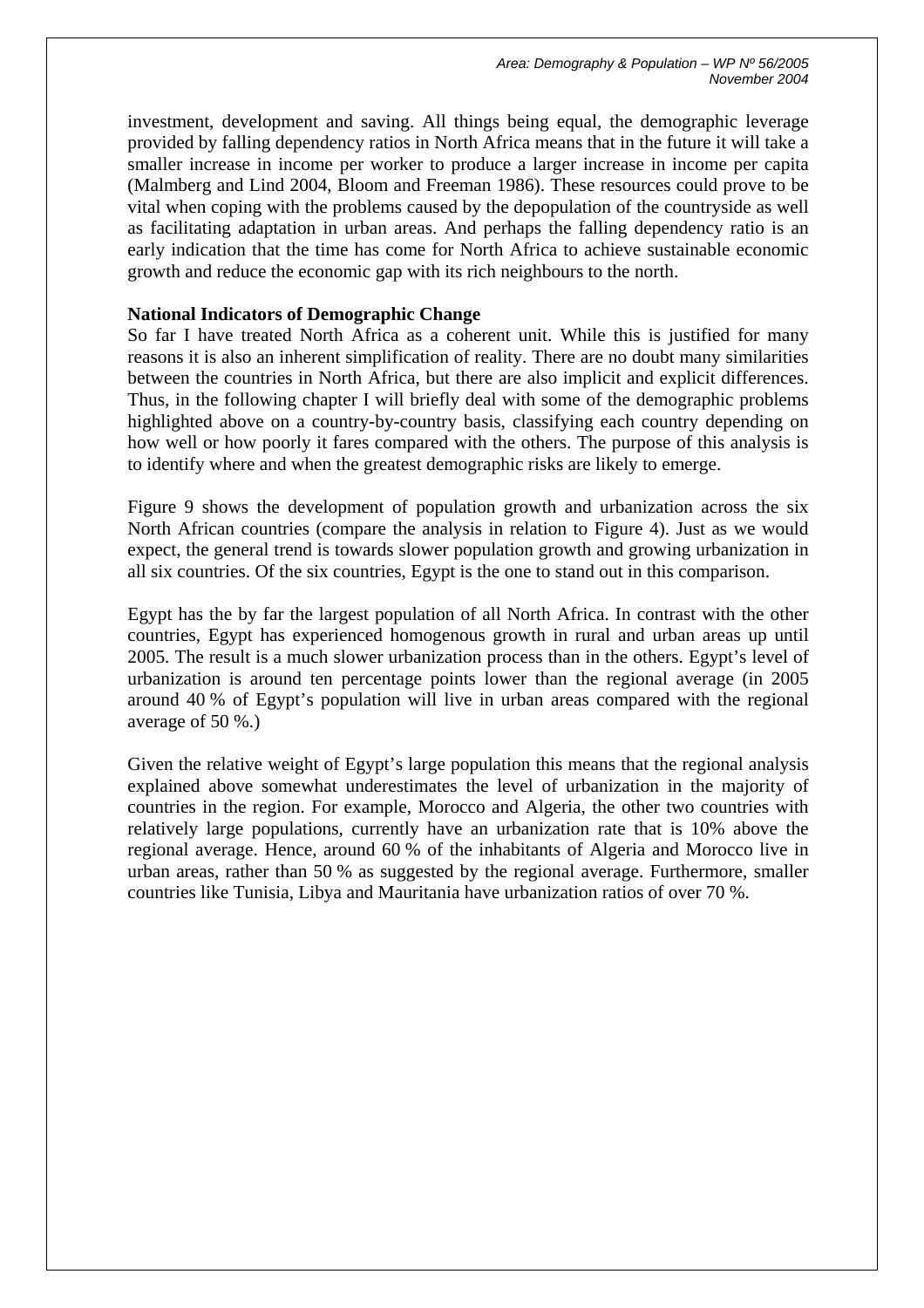investment, development and saving. All things being equal, the demographic leverage provided by falling dependency ratios in North Africa means that in the future it will take a smaller increase in income per worker to produce a larger increase in income per capita (Malmberg and Lind 2004, Bloom and Freeman 1986). These resources could prove to be vital when coping with the problems caused by the depopulation of the countryside as well as facilitating adaptation in urban areas. And perhaps the falling dependency ratio is an early indication that the time has come for North Africa to achieve sustainable economic growth and reduce the economic gap with its rich neighbours to the north.

**National Indicators of Demographic Change**

So far I have treated North Africa as a coherent unit. While this is justified for many reasons it is also an inherent simplification of reality. There are no doubt many similarities between the countries in North Africa, but there are also implicit and explicit differences. Thus, in the following chapter I will briefly deal with some of the demographic problems highlighted above on a country-by-country basis, classifying each country depending on how well or how poorly it fares compared with the others. The purpose of this analysis is to identify where and when the greatest demographic risks are likely to emerge.

Figure 9 shows the development of population growth and urbanization across the six North African countries (compare the analysis in relation to Figure 4). Just as we would expect, the general trend is towards slower population growth and growing urbanization in all six countries. Of the six countries, Egypt is the one to stand out in this comparison.

Egypt has the by far the largest population of all North Africa. In contrast with the other countries, Egypt has experienced homogenous growth in rural and urban areas up until 2005. The result is a much slower urbanization process than in the others. Egypt's level of urbanization is around ten percentage points lower than the regional average (in 2005 around 40 % of Egypt's population will live in urban areas compared with the regional average of 50 %.)

Given the relative weight of Egypt's large population this means that the regional analysis explained above somewhat underestimates the level of urbanization in the majority of countries in the region. For example, Morocco and Algeria, the other two countries with relatively large populations, currently have an urbanization rate that is 10% above the regional average. Hence, around 60 % of the inhabitants of Algeria and Morocco live in urban areas, rather than 50 % as suggested by the regional average. Furthermore, smaller countries like Tunisia, Libya and Mauritania have urbanization ratios of over 70 %.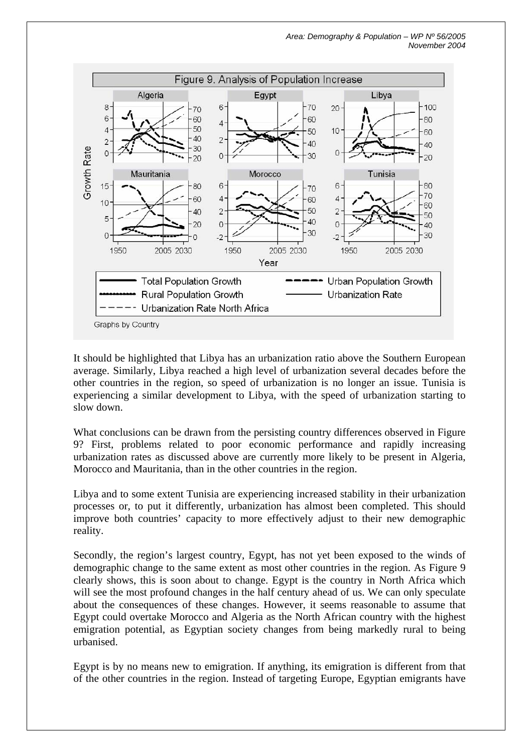Figure 9. Analysis of Population Increase

Graphs by Country

It should be highlighted that Libya has an urbanization ratio above the Southern European average. Similarly, Libya reached a high level of urbanization several decades before the other countries in the region, so speed of urbanization is no longer an issue. Tunisia is experiencing a similar development to Libya, with the speed of urbanization starting to slow down.

What conclusions can be drawn from the persisting country differences observed in Figure 9? First, problems related to poor economic performance and rapidly increasing urbanization rates as discussed above are currently more likely to be present in Algeria, Morocco and Mauritania, than in the other countries in the region.

Libya and to some extent Tunisia are experiencing increased stability in their urbanization processes or, to put it differently, urbanization has almost been completed. This should improve both countries' capacity to more effectively adjust to their new demographic reality.

Secondly, the region's largest country, Egypt, has not yet been exposed to the winds of demographic change to the same extent as most other countries in the region. As Figure 9 clearly shows, this is soon about to change. Egypt is the country in North Africa which will see the most profound changes in the half century ahead of us. We can only speculate about the consequences of these changes. However, it seems reasonable to assume that Egypt could overtake Morocco and Algeria as the North African country with the highest emigration potential, as Egyptian society changes from being markedly rural to being urbanised.

Egypt is by no means new to emigration. If anything, its emigration is different from that of the other countries in the region. Instead of targeting Europe, Egyptian emigrants have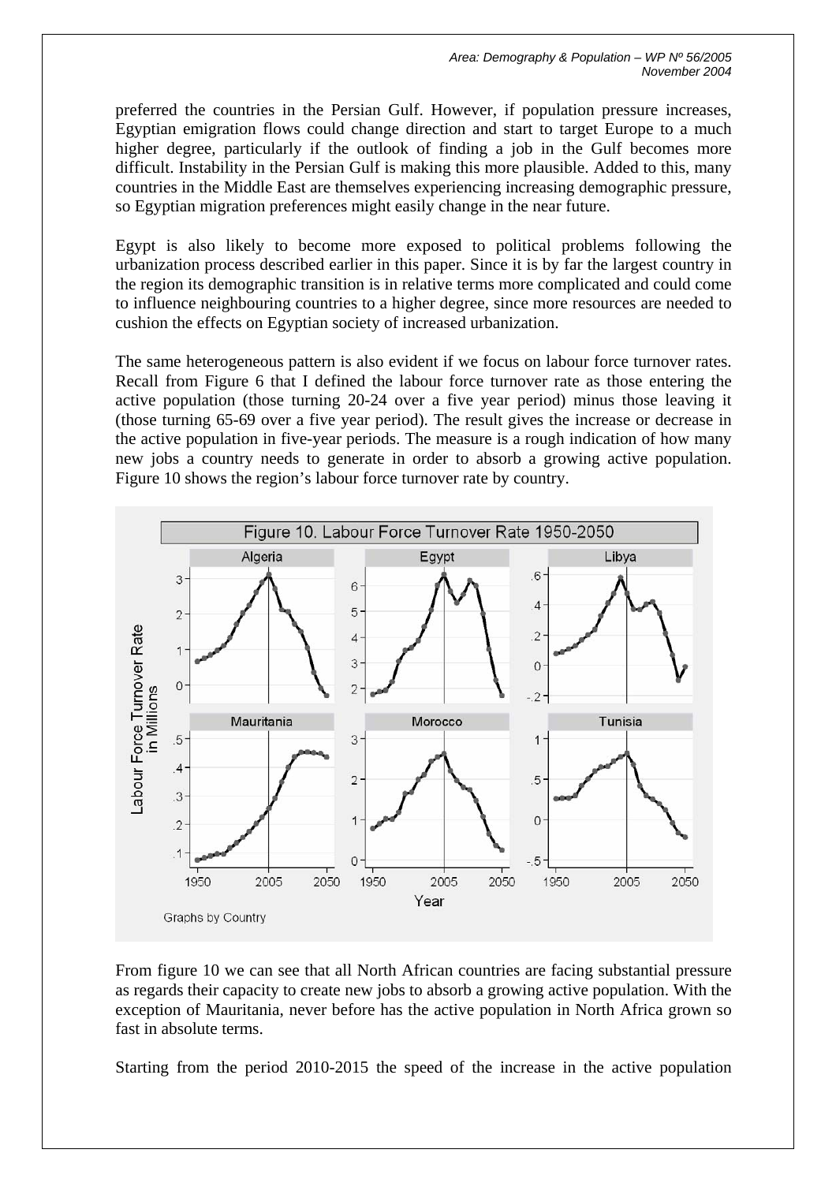preferred the countries in the Persian Gulf. However, if population pressure increases, Egyptian emigration flows could change direction and start to target Europe to a much higher degree, particularly if the outlook of finding a job in the Gulf becomes more difficult. Instability in the Persian Gulf is making this more plausible. Added to this, many countries in the Middle East are themselves experiencing increasing demographic pressure, so Egyptian migration preferences might easily change in the near future.

Egypt is also likely to become more exposed to political problems following the urbanization process described earlier in this paper. Since it is by far the largest country in the region its demographic transition is in relative terms more complicated and could come to influence neighbouring countries to a higher degree, since more resources are needed to cushion the effects on Egyptian society of increased urbanization.

The same heterogeneous pattern is also evident if we focus on labour force turnover rates. Recall from Figure 6 that I defined the labour force turnover rate as those entering the active population (those turning 20-24 over a five year period) minus those leaving it (those turning 65-69 over a five year period). The result gives the increase or decrease in the active population in five-year periods. The measure is a rough indication of how many new jobs a country needs to generate in order to absorb a growing active population. Figure 10 shows the region's labour force turnover rate by country.

Figure 10. Labour Force Turnover Rate 1950-2050

From figure 10 we can see that all North African countries are facing substantial pressure as regards their capacity to create new jobs to absorb a growing active population. With the exception of Mauritania, never before has the active population in North Africa grown so fast in absolute terms.

Starting from the period 2010-2015 the speed of the increase in the active population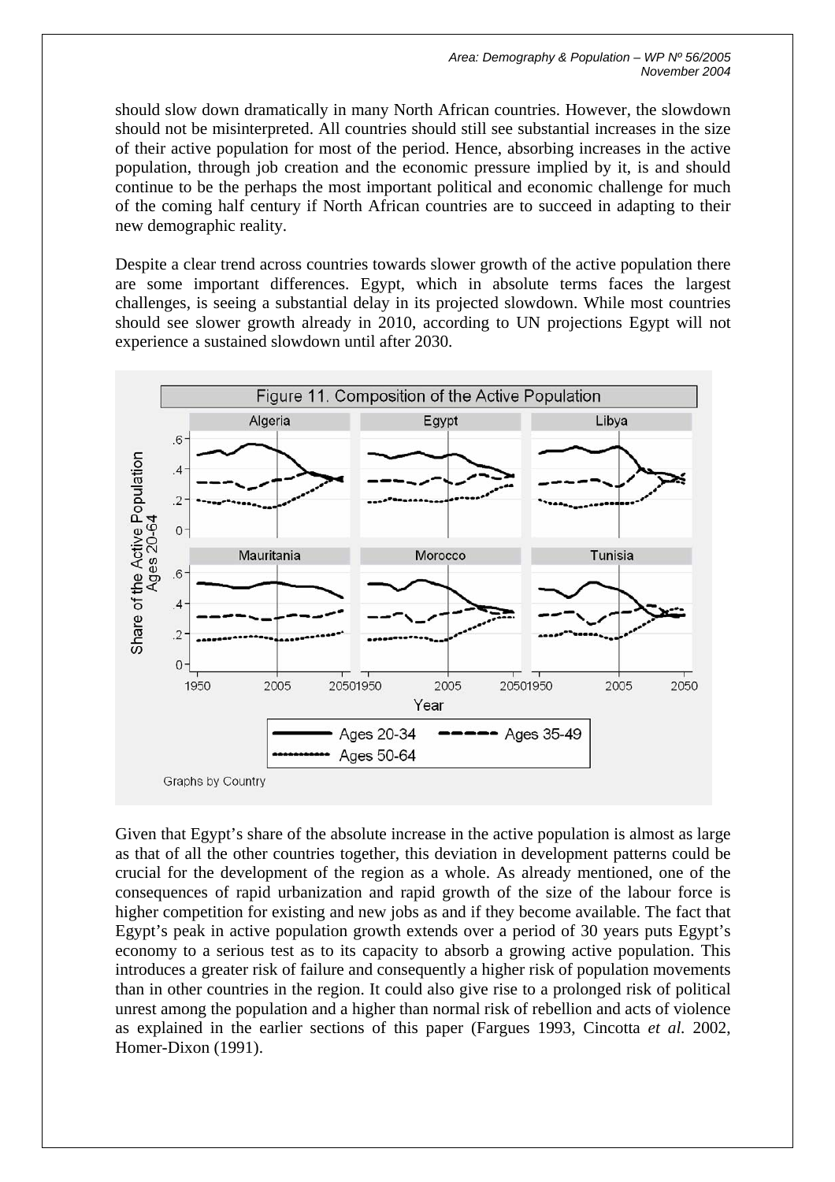should slow down dramatically in many North African countries. However, the slowdown should not be misinterpreted. All countries should still see substantial increases in the size of their active population for most of the period. Hence, absorbing increases in the active population, through job creation and the economic pressure implied by it, is and should continue to be the perhaps the most important political and economic challenge for much of the coming half century if North African countries are to succeed in adapting to their new demographic reality.

Despite a clear trend across countries towards slower growth of the active population there are some important differences. Egypt, which in absolute terms faces the largest challenges, is seeing a substantial delay in its projected slowdown. While most countries should see slower growth already in 2010, according to UN projections Egypt will not experience a sustained slowdown until after 2030.

Figure 11. Composition of the Active Population

Given that Egypt's share of the absolute increase in the active population is almost as large as that of all the other countries together, this deviation in development patterns could be crucial for the development of the region as a whole. As already mentioned, one of the consequences of rapid urbanization and rapid growth of the size of the labour force is higher competition for existing and new jobs as and if they become available. The fact that Egypt's peak in active population growth extends over a period of 30 years puts Egypt's economy to a serious test as to its capacity to absorb a growing active population. This introduces a greater risk of failure and consequently a higher risk of population movements than in other countries in the region. It could also give rise to a prolonged risk of political unrest among the population and a higher than normal risk of rebellion and acts of violence as explained in the earlier sections of this paper (Fargues 1993, Cincotta *et al.* 2002, Homer-Dixon (1991).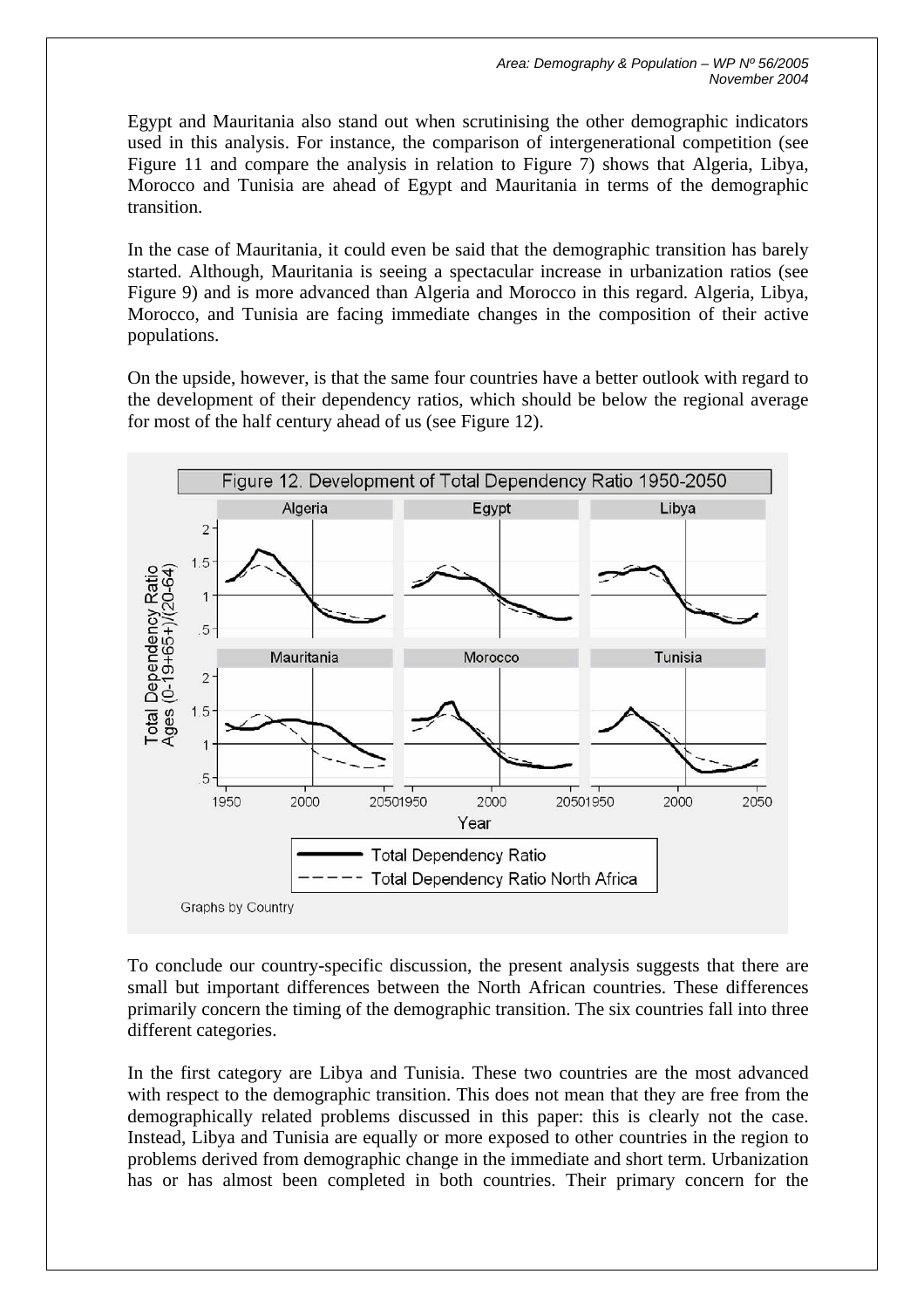Egypt and Mauritania also stand out when scrutinising the other demographic indicators used in this analysis. For instance, the comparison of intergenerational competition (see Figure 11 and compare the analysis in relation to Figure 7) shows that Algeria, Libya, Morocco and Tunisia are ahead of Egypt and Mauritania in terms of the demographic transition.

In the case of Mauritania, it could even be said that the demographic transition has barely started. Although, Mauritania is seeing a spectacular increase in urbanization ratios (see Figure 9) and is more advanced than Algeria and Morocco in this regard. Algeria, Libya, Morocco, and Tunisia are facing immediate changes in the composition of their active populations.

On the upside, however, is that the same four countries have a better outlook with regard to the development of their dependency ratios, which should be below the regional average for most of the half century ahead of us (see Figure 12).

Figure 12. Development of Total Dependency Ratio 1950-2050

To conclude our country-specific discussion, the present analysis suggests that there are small but important differences between the North African countries. These differences primarily concern the timing of the demographic transition. The six countries fall into three different categories.

In the first category are Libya and Tunisia. These two countries are the most advanced with respect to the demographic transition. This does not mean that they are free from the demographically related problems discussed in this paper: this is clearly not the case. Instead, Libya and Tunisia are equally or more exposed to other countries in the region to problems derived from demographic change in the immediate and short term. Urbanization has or has almost been completed in both countries. Their primary concern for the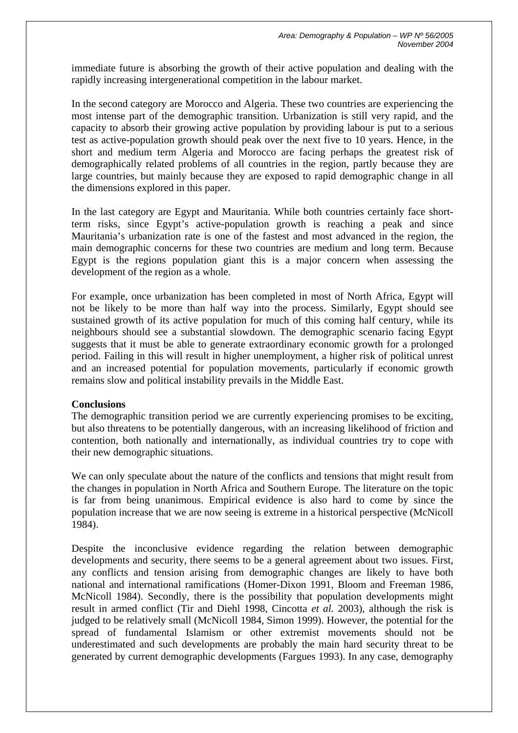immediate future is absorbing the growth of their active population and dealing with the rapidly increasing intergenerational competition in the labour market.

In the second category are Morocco and Algeria. These two countries are experiencing the most intense part of the demographic transition. Urbanization is still very rapid, and the capacity to absorb their growing active population by providing labour is put to a serious test as active-population growth should peak over the next five to 10 years. Hence, in the short and medium term Algeria and Morocco are facing perhaps the greatest risk of demographically related problems of all countries in the region, partly because they are large countries, but mainly because they are exposed to rapid demographic change in all the dimensions explored in this paper.

In the last category are Egypt and Mauritania. While both countries certainly face short-term risks, since Egypt's active-population growth is reaching a peak and since Mauritania's urbanization rate is one of the fastest and most advanced in the region, the main demographic concerns for these two countries are medium and long term. Because Egypt is the regions population giant this is a major concern when assessing the development of the region as a whole.

For example, once urbanization has been completed in most of North Africa, Egypt will not be likely to be more than half way into the process. Similarly, Egypt should see sustained growth of its active population for much of this coming half century, while its neighbours should see a substantial slowdown. The demographic scenario facing Egypt suggests that it must be able to generate extraordinary economic growth for a prolonged period. Failing in this will result in higher unemployment, a higher risk of political unrest and an increased potential for population movements, particularly if economic growth remains slow and political instability prevails in the Middle East.

**Conclusions**

The demographic transition period we are currently experiencing promises to be exciting, but also threatens to be potentially dangerous, with an increasing likelihood of friction and contention, both nationally and internationally, as individual countries try to cope with their new demographic situations.

We can only speculate about the nature of the conflicts and tensions that might result from the changes in population in North Africa and Southern Europe. The literature on the topic is far from being unanimous. Empirical evidence is also hard to come by since the population increase that we are now seeing is extreme in a historical perspective (McNicoll 1984).

Despite the inconclusive evidence regarding the relation between demographic developments and security, there seems to be a general agreement about two issues. First, any conflicts and tension arising from demographic changes are likely to have both national and international ramifications (Homer-Dixon 1991, Bloom and Freeman 1986, McNicoll 1984). Secondly, there is the possibility that population developments might result in armed conflict (Tir and Diehl 1998, Cincotta *et al.* 2003), although the risk is judged to be relatively small (McNicoll 1984, Simon 1999). However, the potential for the spread of fundamental Islamism or other extremist movements should not be underestimated and such developments are probably the main hard security threat to be generated by current demographic developments (Fargues 1993). In any case, demography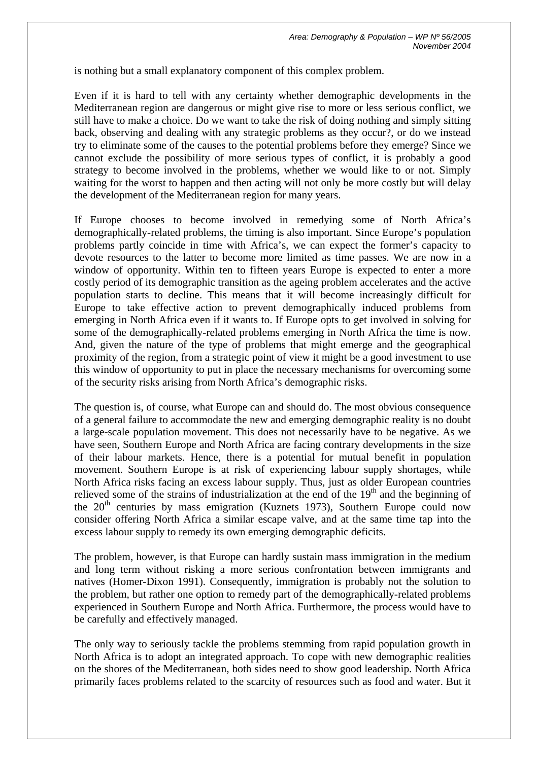is nothing but a small explanatory component of this complex problem.

Even if it is hard to tell with any certainty whether demographic developments in the Mediterranean region are dangerous or might give rise to more or less serious conflict, we still have to make a choice. Do we want to take the risk of doing nothing and simply sitting back, observing and dealing with any strategic problems as they occur?, or do we instead try to eliminate some of the causes to the potential problems before they emerge? Since we cannot exclude the possibility of more serious types of conflict, it is probably a good strategy to become involved in the problems, whether we would like to or not. Simply waiting for the worst to happen and then acting will not only be more costly but will delay the development of the Mediterranean region for many years.

If Europe chooses to become involved in remedying some of North Africa's demographically-related problems, the timing is also important. Since Europe's population problems partly coincide in time with Africa's, we can expect the former's capacity to devote resources to the latter to become more limited as time passes. We are now in a window of opportunity. Within ten to fifteen years Europe is expected to enter a more costly period of its demographic transition as the ageing problem accelerates and the active population starts to decline. This means that it will become increasingly difficult for Europe to take effective action to prevent demographically induced problems from emerging in North Africa even if it wants to. If Europe opts to get involved in solving for some of the demographically-related problems emerging in North Africa the time is now. And, given the nature of the type of problems that might emerge and the geographical proximity of the region, from a strategic point of view it might be a good investment to use this window of opportunity to put in place the necessary mechanisms for overcoming some of the security risks arising from North Africa's demographic risks.

The question is, of course, what Europe can and should do. The most obvious consequence of a general failure to accommodate the new and emerging demographic reality is no doubt a large-scale population movement. This does not necessarily have to be negative. As we have seen, Southern Europe and North Africa are facing contrary developments in the size of their labour markets. Hence, there is a potential for mutual benefit in population movement. Southern Europe is at risk of experiencing labour supply shortages, while North Africa risks facing an excess labour supply. Thus, just as older European countries relieved some of the strains of industrialization at the end of the 19th and the beginning of the 20th centuries by mass emigration (Kuznets 1973), Southern Europe could now consider offering North Africa a similar escape valve, and at the same time tap into the excess labour supply to remedy its own emerging demographic deficits.

The problem, however, is that Europe can hardly sustain mass immigration in the medium and long term without risking a more serious confrontation between immigrants and natives (Homer-Dixon 1991). Consequently, immigration is probably not the solution to the problem, but rather one option to remedy part of the demographically-related problems experienced in Southern Europe and North Africa. Furthermore, the process would have to be carefully and effectively managed.

The only way to seriously tackle the problems stemming from rapid population growth in North Africa is to adopt an integrated approach. To cope with new demographic realities on the shores of the Mediterranean, both sides need to show good leadership. North Africa primarily faces problems related to the scarcity of resources such as food and water. But it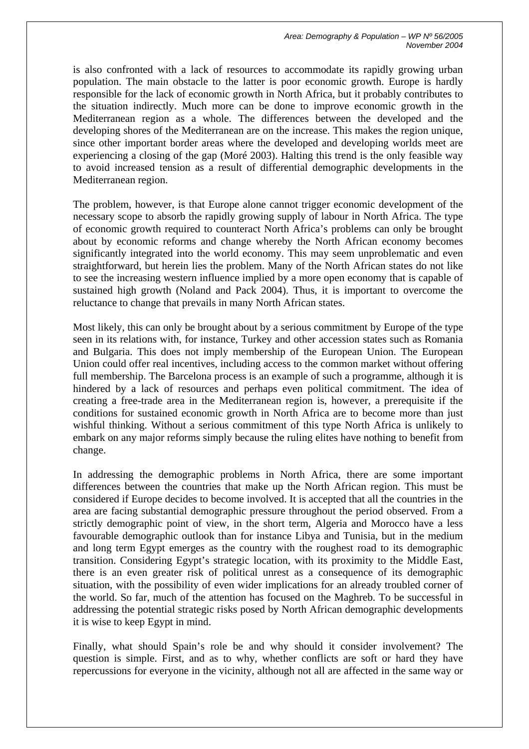is also confronted with a lack of resources to accommodate its rapidly growing urban population. The main obstacle to the latter is poor economic growth. Europe is hardly responsible for the lack of economic growth in North Africa, but it probably contributes to the situation indirectly. Much more can be done to improve economic growth in the Mediterranean region as a whole. The differences between the developed and the developing shores of the Mediterranean are on the increase. This makes the region unique, since other important border areas where the developed and developing worlds meet are experiencing a closing of the gap (Moré 2003). Halting this trend is the only feasible way to avoid increased tension as a result of differential demographic developments in the Mediterranean region.

The problem, however, is that Europe alone cannot trigger economic development of the necessary scope to absorb the rapidly growing supply of labour in North Africa. The type of economic growth required to counteract North Africa's problems can only be brought about by economic reforms and change whereby the North African economy becomes significantly integrated into the world economy. This may seem unproblematic and even straightforward, but herein lies the problem. Many of the North African states do not like to see the increasing western influence implied by a more open economy that is capable of sustained high growth (Noland and Pack 2004). Thus, it is important to overcome the reluctance to change that prevails in many North African states.

Most likely, this can only be brought about by a serious commitment by Europe of the type seen in its relations with, for instance, Turkey and other accession states such as Romania and Bulgaria. This does not imply membership of the European Union. The European Union could offer real incentives, including access to the common market without offering full membership. The Barcelona process is an example of such a programme, although it is hindered by a lack of resources and perhaps even political commitment. The idea of creating a free-trade area in the Mediterranean region is, however, a prerequisite if the conditions for sustained economic growth in North Africa are to become more than just wishful thinking. Without a serious commitment of this type North Africa is unlikely to embark on any major reforms simply because the ruling elites have nothing to benefit from change.

In addressing the demographic problems in North Africa, there are some important differences between the countries that make up the North African region. This must be considered if Europe decides to become involved. It is accepted that all the countries in the area are facing substantial demographic pressure throughout the period observed. From a strictly demographic point of view, in the short term, Algeria and Morocco have a less favourable demographic outlook than for instance Libya and Tunisia, but in the medium and long term Egypt emerges as the country with the roughest road to its demographic transition. Considering Egypt's strategic location, with its proximity to the Middle East, there is an even greater risk of political unrest as a consequence of its demographic situation, with the possibility of even wider implications for an already troubled corner of the world. So far, much of the attention has focused on the Maghreb. To be successful in addressing the potential strategic risks posed by North African demographic developments it is wise to keep Egypt in mind.

Finally, what should Spain's role be and why should it consider involvement? The question is simple. First, and as to why, whether conflicts are soft or hard they have repercussions for everyone in the vicinity, although not all are affected in the same way or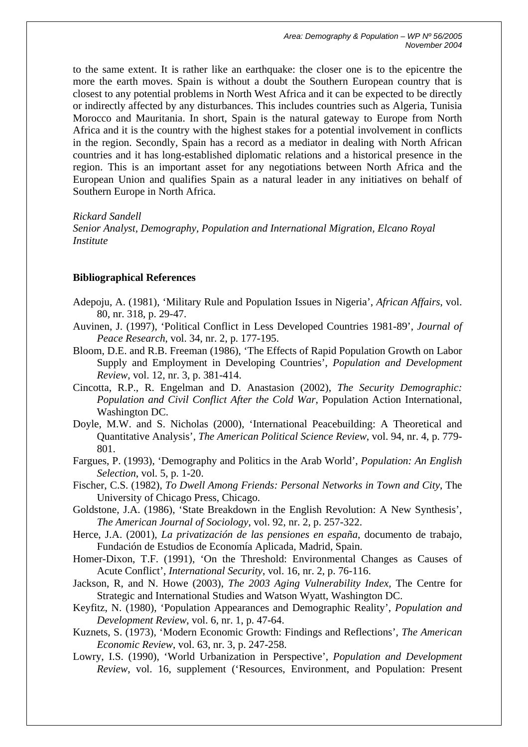to the same extent. It is rather like an earthquake: the closer one is to the epicentre the more the earth moves. Spain is without a doubt the Southern European country that is closest to any potential problems in North West Africa and it can be expected to be directly or indirectly affected by any disturbances. This includes countries such as Algeria, Tunisia Morocco and Mauritania. In short, Spain is the natural gateway to Europe from North Africa and it is the country with the highest stakes for a potential involvement in conflicts in the region. Secondly, Spain has a record as a mediator in dealing with North African countries and it has long-established diplomatic relations and a historical presence in the region. This is an important asset for any negotiations between North Africa and the European Union and qualifies Spain as a natural leader in any initiatives on behalf of Southern Europe in North Africa.

*Rickard Sandell*
*Senior Analyst, Demography, Population and International Migration, Elcano Royal Institute*

**Bibliographical References**

Adepoju, A. (1981), 'Military Rule and Population Issues in Nigeria', *African Affairs*, vol. 80, nr. 318, p. 29-47.

Auvinen, J. (1997), 'Political Conflict in Less Developed Countries 1981-89', *Journal of Peace Research*, vol. 34, nr. 2, p. 177-195.

Bloom, D.E. and R.B. Freeman (1986), 'The Effects of Rapid Population Growth on Labor Supply and Employment in Developing Countries', *Population and Development Review*, vol. 12, nr. 3, p. 381-414.

Cincotta, R.P., R. Engelman and D. Anastasion (2002), *The Security Demographic: Population and Civil Conflict After the Cold War*, Population Action International, Washington DC.

Doyle, M.W. and S. Nicholas (2000), 'International Peacebuilding: A Theoretical and Quantitative Analysis', *The American Political Science Review*, vol. 94, nr. 4, p. 779-801.

Fargues, P. (1993), 'Demography and Politics in the Arab World', *Population: An English Selection*, vol. 5, p. 1-20.

Fischer, C.S. (1982), *To Dwell Among Friends: Personal Networks in Town and City*, The University of Chicago Press, Chicago.

Goldstone, J.A. (1986), 'State Breakdown in the English Revolution: A New Synthesis', *The American Journal of Sociology*, vol. 92, nr. 2, p. 257-322.

Herce, J.A. (2001), *La privatización de las pensiones en españa*, documento de trabajo, Fundación de Estudios de Economía Aplicada, Madrid, Spain.

Homer-Dixon, T.F. (1991), 'On the Threshold: Environmental Changes as Causes of Acute Conflict', *International Security*, vol. 16, nr. 2, p. 76-116.

Jackson, R, and N. Howe (2003), *The 2003 Aging Vulnerability Index*, The Centre for Strategic and International Studies and Watson Wyatt, Washington DC.

Keyfitz, N. (1980), 'Population Appearances and Demographic Reality', *Population and Development Review*, vol. 6, nr. 1, p. 47-64.

Kuznets, S. (1973), 'Modern Economic Growth: Findings and Reflections', *The American Economic Review*, vol. 63, nr. 3, p. 247-258.

Lowry, I.S. (1990), 'World Urbanization in Perspective', *Population and Development Review*, vol. 16, supplement ('Resources, Environment, and Population: Present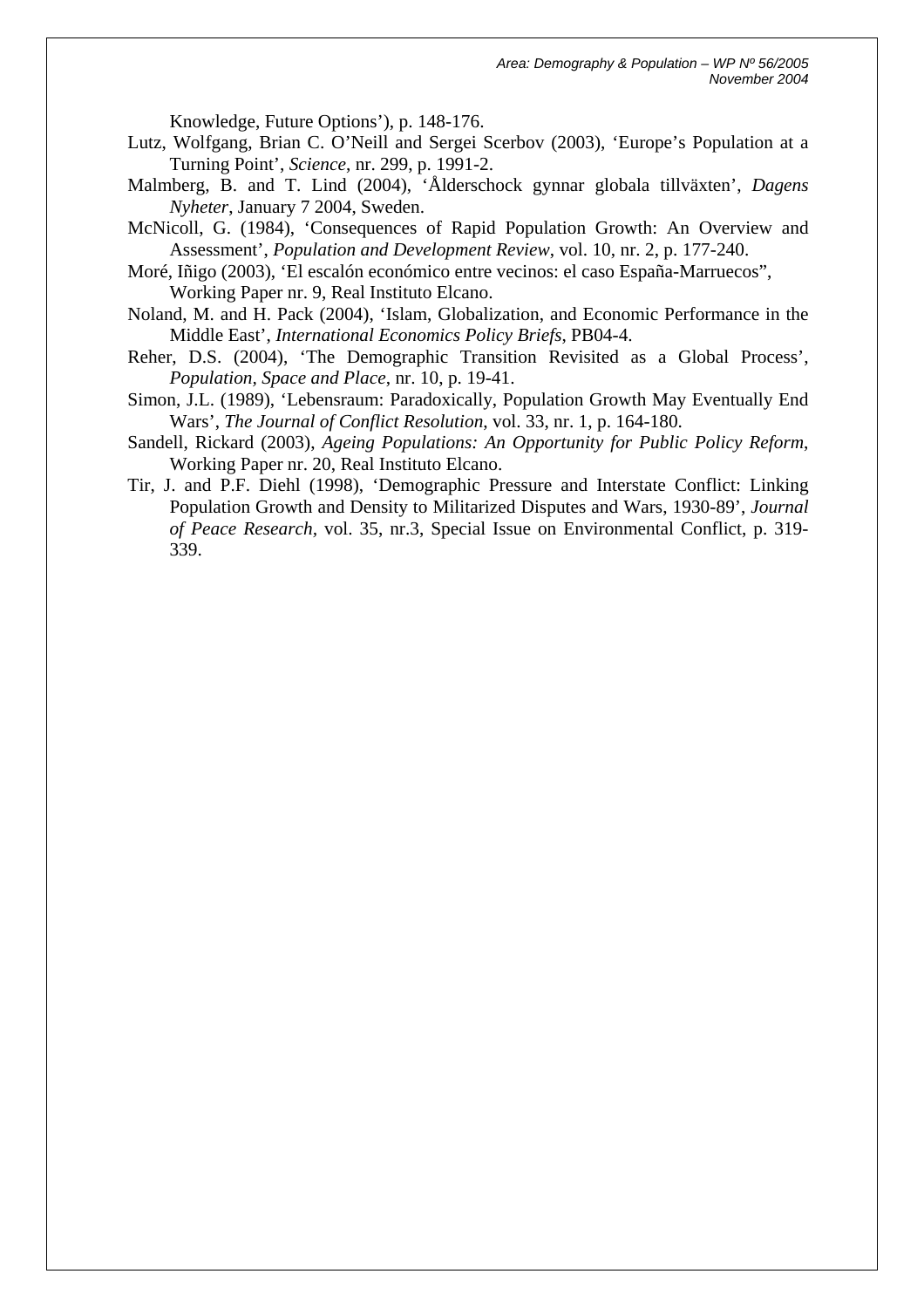Knowledge, Future Options'), p. 148-176.

Lutz, Wolfgang, Brian C. O'Neill and Sergei Scerbov (2003), 'Europe's Population at a Turning Point', *Science*, nr. 299, p. 1991-2.

Malmberg, B. and T. Lind (2004), 'Ålderschock gynnar globala tillväxten', *Dagens Nyheter*, January 7 2004, Sweden.

McNicoll, G. (1984), 'Consequences of Rapid Population Growth: An Overview and Assessment', *Population and Development Review*, vol. 10, nr. 2, p. 177-240.

Moré, Iñigo (2003), 'El escalón económico entre vecinos: el caso España-Marruecos", Working Paper nr. 9, Real Instituto Elcano.

Noland, M. and H. Pack (2004), 'Islam, Globalization, and Economic Performance in the Middle East', *International Economics Policy Briefs*, PB04-4.

Reher, D.S. (2004), 'The Demographic Transition Revisited as a Global Process', *Population, Space and Place*, nr. 10, p. 19-41.

Simon, J.L. (1989), 'Lebensraum: Paradoxically, Population Growth May Eventually End Wars', *The Journal of Conflict Resolution*, vol. 33, nr. 1, p. 164-180.

Sandell, Rickard (2003), *Ageing Populations: An Opportunity for Public Policy Reform*, Working Paper nr. 20, Real Instituto Elcano.

Tir, J. and P.F. Diehl (1998), 'Demographic Pressure and Interstate Conflict: Linking Population Growth and Density to Militarized Disputes and Wars, 1930-89', *Journal of Peace Research*, vol. 35, nr.3, Special Issue on Environmental Conflict, p. 319-339.